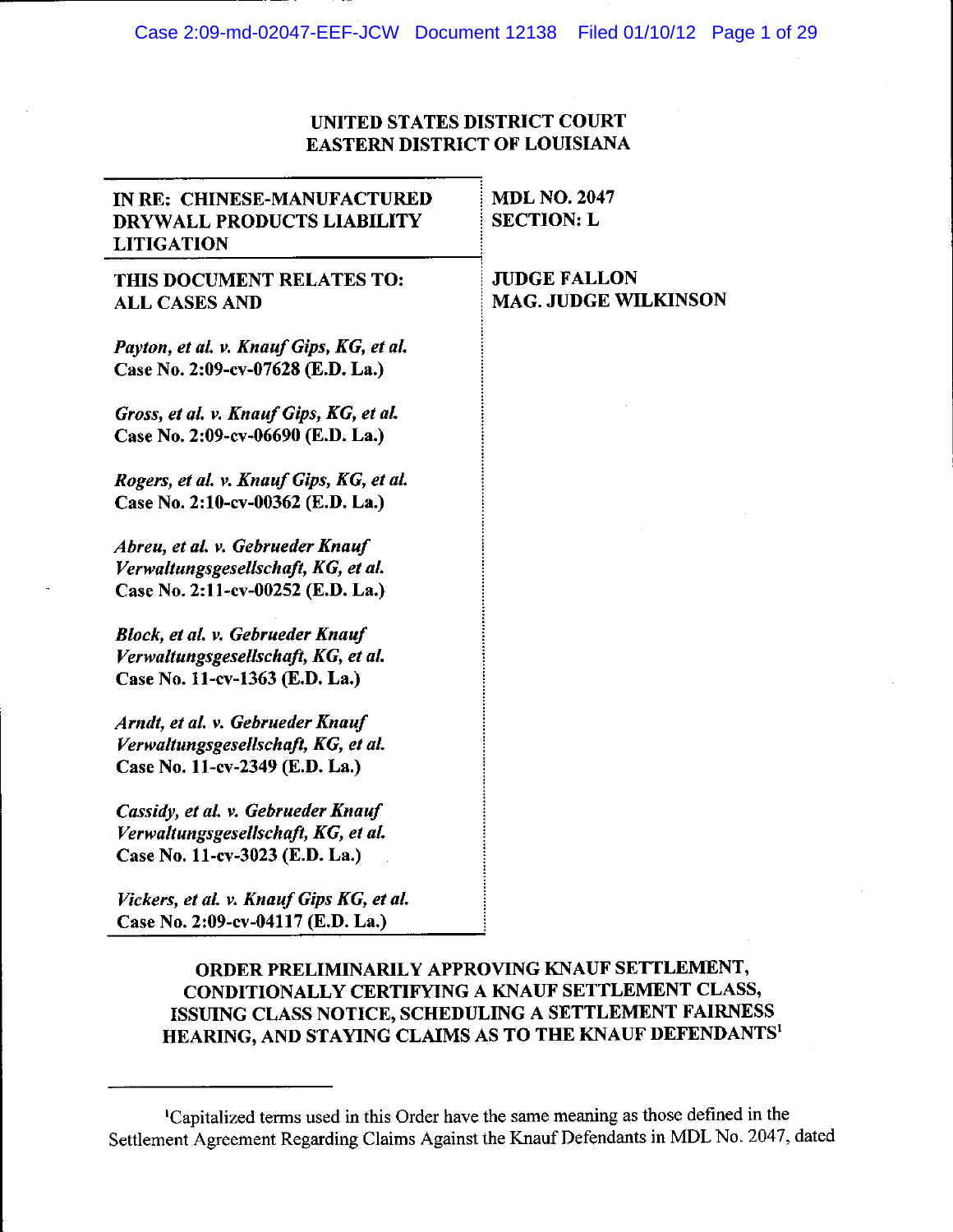**UNITED STATES DISTRICT COURT**
**EASTERN DISTRICT OF LOUISIANA**

| | |
|---|---|
| **IN RE: CHINESE-MANUFACTURED DRYWALL PRODUCTS LIABILITY LITIGATION** | **MDL NO. 2047**<br>**SECTION: L** |
| **THIS DOCUMENT RELATES TO: ALL CASES AND**<br><br>***Payton, et al. v. Knauf Gips, KG, et al.*** **Case No. 2:09-cv-07628 (E.D. La.)**<br><br>***Gross, et al. v. Knauf Gips, KG, et al.*** **Case No. 2:09-cv-06690 (E.D. La.)**<br><br>***Rogers, et al. v. Knauf Gips, KG, et al.*** **Case No. 2:10-cv-00362 (E.D. La.)**<br><br>***Abreu, et al. v. Gebrueder Knauf Verwaltungsgesellschaft, KG, et al.*** **Case No. 2:11-cv-00252 (E.D. La.)**<br><br>***Block, et al. v. Gebrueder Knauf Verwaltungsgesellschaft, KG, et al.*** **Case No. 11-cv-1363 (E.D. La.)**<br><br>***Arndt, et al. v. Gebrueder Knauf Verwaltungsgesellschaft, KG, et al.*** **Case No. 11-cv-2349 (E.D. La.)**<br><br>***Cassidy, et al. v. Gebrueder Knauf Verwaltungsgesellschaft, KG, et al.*** **Case No. 11-cv-3023 (E.D. La.)**<br><br>***Vickers, et al. v. Knauf Gips KG, et al.*** **Case No. 2:09-cv-04117 (E.D. La.)** | **JUDGE FALLON**<br>**MAG. JUDGE WILKINSON** |

**ORDER PRELIMINARILY APPROVING KNAUF SETTLEMENT, CONDITIONALLY CERTIFYING A KNAUF SETTLEMENT CLASS, ISSUING CLASS NOTICE, SCHEDULING A SETTLEMENT FAIRNESS HEARING, AND STAYING CLAIMS AS TO THE KNAUF DEFENDANTS[1]**

---

[1]Capitalized terms used in this Order have the same meaning as those defined in the Settlement Agreement Regarding Claims Against the Knauf Defendants in MDL No. 2047, dated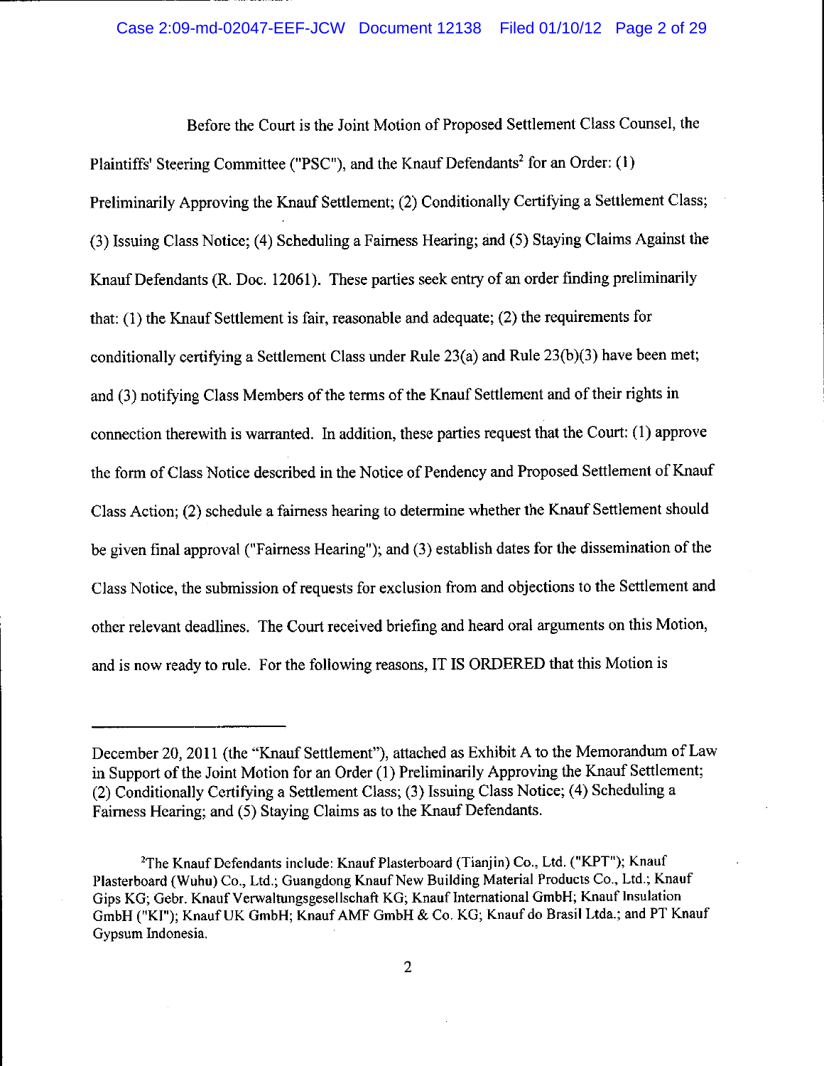Before the Court is the Joint Motion of Proposed Settlement Class Counsel, the Plaintiffs' Steering Committee ("PSC"), and the Knauf Defendants[2] for an Order: (1) Preliminarily Approving the Knauf Settlement; (2) Conditionally Certifying a Settlement Class; (3) Issuing Class Notice; (4) Scheduling a Fairness Hearing; and (5) Staying Claims Against the Knauf Defendants (R. Doc. 12061). These parties seek entry of an order finding preliminarily that: (1) the Knauf Settlement is fair, reasonable and adequate; (2) the requirements for conditionally certifying a Settlement Class under Rule 23(a) and Rule 23(b)(3) have been met; and (3) notifying Class Members of the terms of the Knauf Settlement and of their rights in connection therewith is warranted. In addition, these parties request that the Court: (1) approve the form of Class Notice described in the Notice of Pendency and Proposed Settlement of Knauf Class Action; (2) schedule a fairness hearing to determine whether the Knauf Settlement should be given final approval ("Fairness Hearing"); and (3) establish dates for the dissemination of the Class Notice, the submission of requests for exclusion from and objections to the Settlement and other relevant deadlines. The Court received briefing and heard oral arguments on this Motion, and is now ready to rule. For the following reasons, IT IS ORDERED that this Motion is

---

December 20, 2011 (the "Knauf Settlement"), attached as Exhibit A to the Memorandum of Law in Support of the Joint Motion for an Order (1) Preliminarily Approving the Knauf Settlement; (2) Conditionally Certifying a Settlement Class; (3) Issuing Class Notice; (4) Scheduling a Fairness Hearing; and (5) Staying Claims as to the Knauf Defendants.

[2]The Knauf Defendants include: Knauf Plasterboard (Tianjin) Co., Ltd. ("KPT"); Knauf Plasterboard (Wuhu) Co., Ltd.; Guangdong Knauf New Building Material Products Co., Ltd.; Knauf Gips KG; Gebr. Knauf Verwaltungsgesellschaft KG; Knauf International GmbH; Knauf Insulation GmbH ("KI"); Knauf UK GmbH; Knauf AMF GmbH & Co. KG; Knauf do Brasil Ltda.; and PT Knauf Gypsum Indonesia.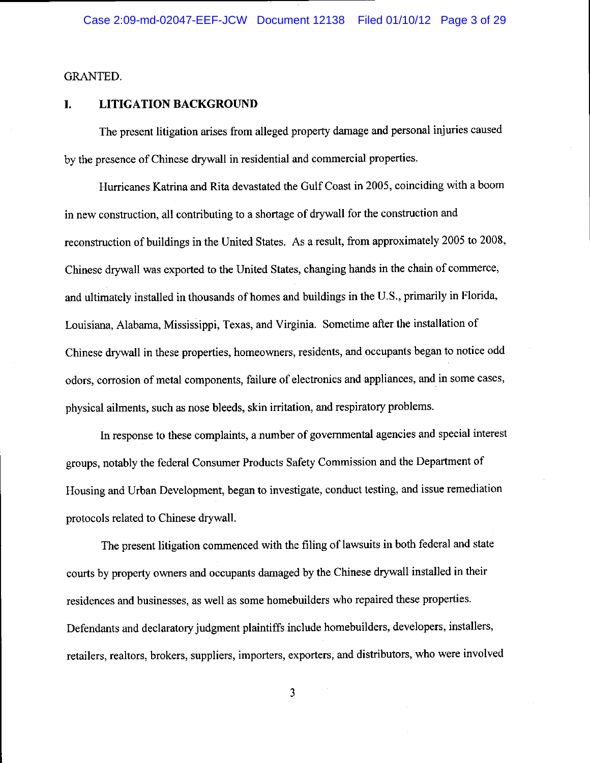GRANTED.

## I. LITIGATION BACKGROUND

The present litigation arises from alleged property damage and personal injuries caused by the presence of Chinese drywall in residential and commercial properties.

Hurricanes Katrina and Rita devastated the Gulf Coast in 2005, coinciding with a boom in new construction, all contributing to a shortage of drywall for the construction and reconstruction of buildings in the United States. As a result, from approximately 2005 to 2008, Chinese drywall was exported to the United States, changing hands in the chain of commerce, and ultimately installed in thousands of homes and buildings in the U.S., primarily in Florida, Louisiana, Alabama, Mississippi, Texas, and Virginia. Sometime after the installation of Chinese drywall in these properties, homeowners, residents, and occupants began to notice odd odors, corrosion of metal components, failure of electronics and appliances, and in some cases, physical ailments, such as nose bleeds, skin irritation, and respiratory problems.

In response to these complaints, a number of governmental agencies and special interest groups, notably the federal Consumer Products Safety Commission and the Department of Housing and Urban Development, began to investigate, conduct testing, and issue remediation protocols related to Chinese drywall.

The present litigation commenced with the filing of lawsuits in both federal and state courts by property owners and occupants damaged by the Chinese drywall installed in their residences and businesses, as well as some homebuilders who repaired these properties. Defendants and declaratory judgment plaintiffs include homebuilders, developers, installers, retailers, realtors, brokers, suppliers, importers, exporters, and distributors, who were involved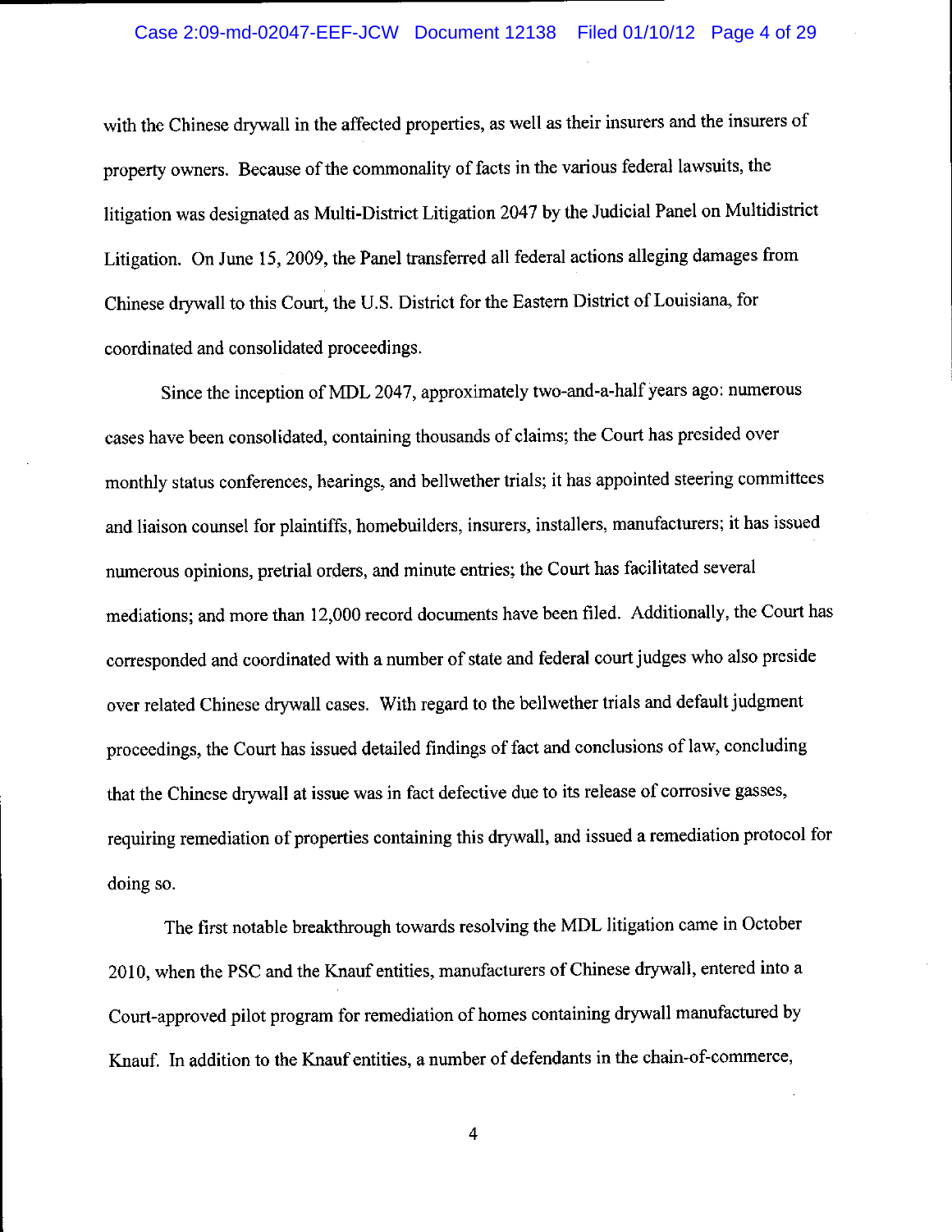with the Chinese drywall in the affected properties, as well as their insurers and the insurers of property owners. Because of the commonality of facts in the various federal lawsuits, the litigation was designated as Multi-District Litigation 2047 by the Judicial Panel on Multidistrict Litigation. On June 15, 2009, the Panel transferred all federal actions alleging damages from Chinese drywall to this Court, the U.S. District for the Eastern District of Louisiana, for coordinated and consolidated proceedings.

Since the inception of MDL 2047, approximately two-and-a-half years ago: numerous cases have been consolidated, containing thousands of claims; the Court has presided over monthly status conferences, hearings, and bellwether trials; it has appointed steering committees and liaison counsel for plaintiffs, homebuilders, insurers, installers, manufacturers; it has issued numerous opinions, pretrial orders, and minute entries; the Court has facilitated several mediations; and more than 12,000 record documents have been filed. Additionally, the Court has corresponded and coordinated with a number of state and federal court judges who also preside over related Chinese drywall cases. With regard to the bellwether trials and default judgment proceedings, the Court has issued detailed findings of fact and conclusions of law, concluding that the Chinese drywall at issue was in fact defective due to its release of corrosive gasses, requiring remediation of properties containing this drywall, and issued a remediation protocol for doing so.

The first notable breakthrough towards resolving the MDL litigation came in October 2010, when the PSC and the Knauf entities, manufacturers of Chinese drywall, entered into a Court-approved pilot program for remediation of homes containing drywall manufactured by Knauf. In addition to the Knauf entities, a number of defendants in the chain-of-commerce,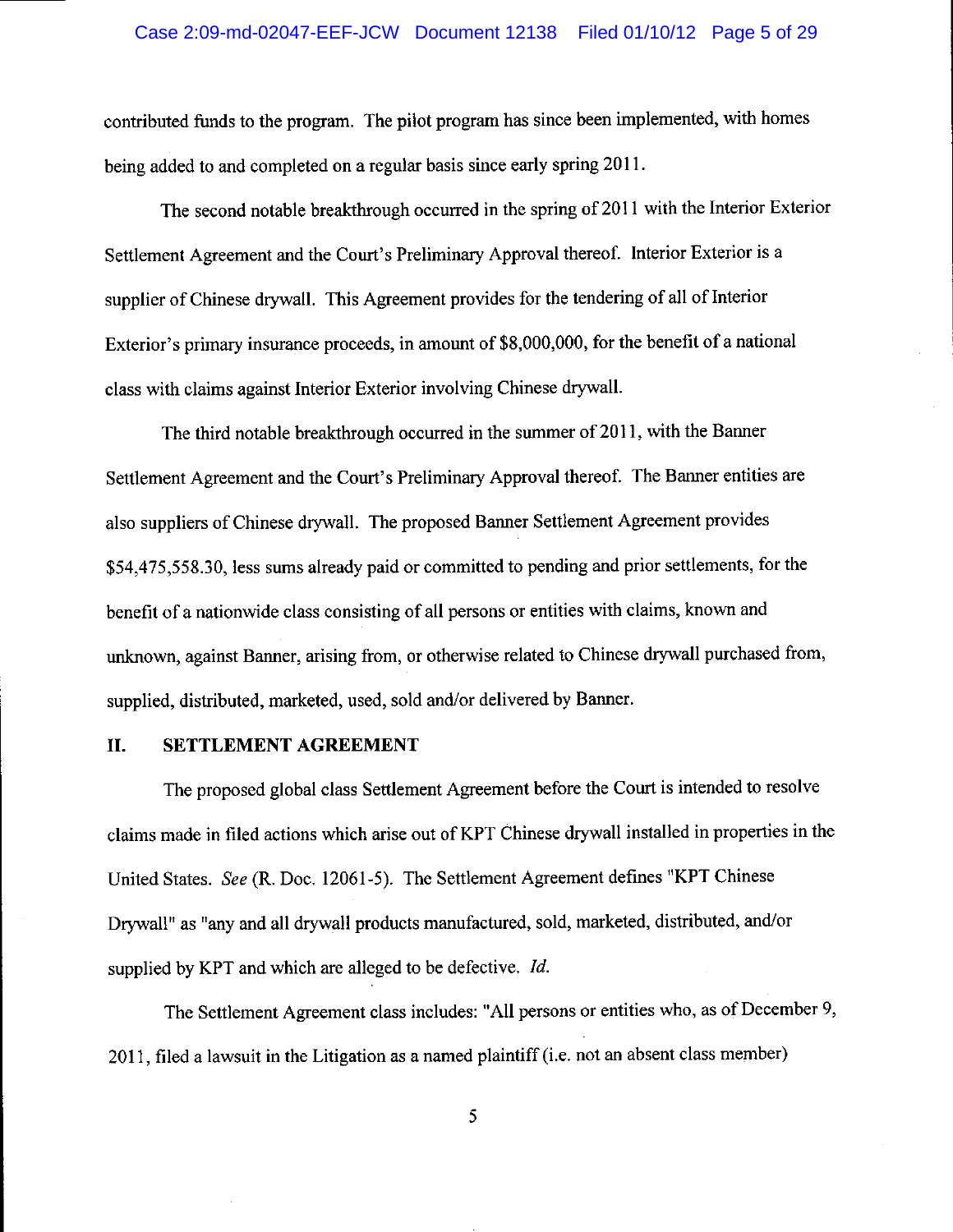contributed funds to the program. The pilot program has since been implemented, with homes being added to and completed on a regular basis since early spring 2011.

The second notable breakthrough occurred in the spring of 2011 with the Interior Exterior Settlement Agreement and the Court's Preliminary Approval thereof. Interior Exterior is a supplier of Chinese drywall. This Agreement provides for the tendering of all of Interior Exterior's primary insurance proceeds, in amount of $8,000,000, for the benefit of a national class with claims against Interior Exterior involving Chinese drywall.

The third notable breakthrough occurred in the summer of 2011, with the Banner Settlement Agreement and the Court's Preliminary Approval thereof. The Banner entities are also suppliers of Chinese drywall. The proposed Banner Settlement Agreement provides $54,475,558.30, less sums already paid or committed to pending and prior settlements, for the benefit of a nationwide class consisting of all persons or entities with claims, known and unknown, against Banner, arising from, or otherwise related to Chinese drywall purchased from, supplied, distributed, marketed, used, sold and/or delivered by Banner.

## II. SETTLEMENT AGREEMENT

The proposed global class Settlement Agreement before the Court is intended to resolve claims made in filed actions which arise out of KPT Chinese drywall installed in properties in the United States. *See* (R. Doc. 12061-5). The Settlement Agreement defines "KPT Chinese Drywall" as "any and all drywall products manufactured, sold, marketed, distributed, and/or supplied by KPT and which are alleged to be defective. *Id.*

The Settlement Agreement class includes: "All persons or entities who, as of December 9, 2011, filed a lawsuit in the Litigation as a named plaintiff (i.e. not an absent class member)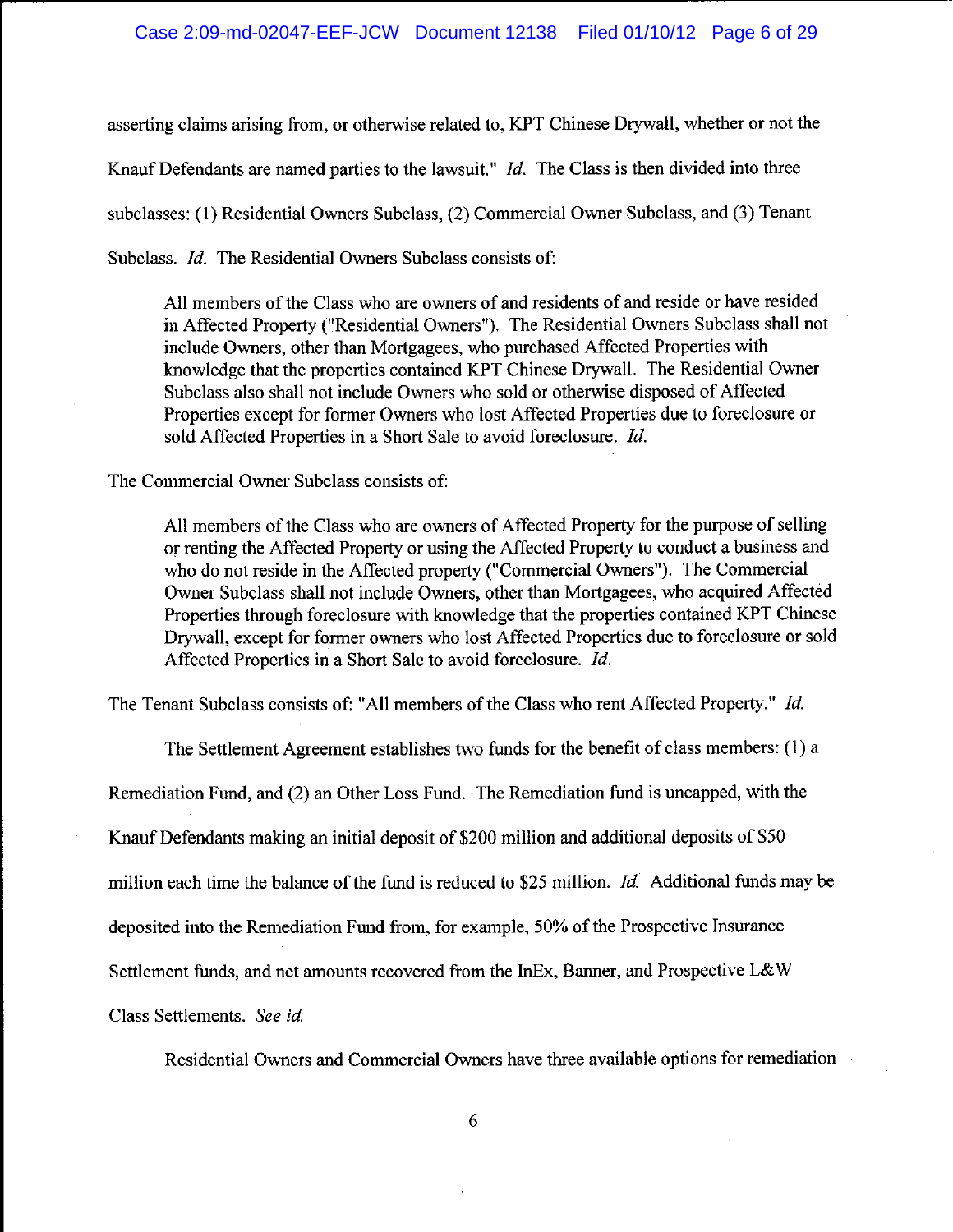asserting claims arising from, or otherwise related to, KPT Chinese Drywall, whether or not the Knauf Defendants are named parties to the lawsuit." *Id.* The Class is then divided into three subclasses: (1) Residential Owners Subclass, (2) Commercial Owner Subclass, and (3) Tenant Subclass. *Id.* The Residential Owners Subclass consists of:

> All members of the Class who are owners of and residents of and reside or have resided in Affected Property ("Residential Owners"). The Residential Owners Subclass shall not include Owners, other than Mortgagees, who purchased Affected Properties with knowledge that the properties contained KPT Chinese Drywall. The Residential Owner Subclass also shall not include Owners who sold or otherwise disposed of Affected Properties except for former Owners who lost Affected Properties due to foreclosure or sold Affected Properties in a Short Sale to avoid foreclosure. *Id.*

The Commercial Owner Subclass consists of:

> All members of the Class who are owners of Affected Property for the purpose of selling or renting the Affected Property or using the Affected Property to conduct a business and who do not reside in the Affected property ("Commercial Owners"). The Commercial Owner Subclass shall not include Owners, other than Mortgagees, who acquired Affected Properties through foreclosure with knowledge that the properties contained KPT Chinese Drywall, except for former owners who lost Affected Properties due to foreclosure or sold Affected Properties in a Short Sale to avoid foreclosure. *Id.*

The Tenant Subclass consists of: "All members of the Class who rent Affected Property." *Id.*

The Settlement Agreement establishes two funds for the benefit of class members: (1) a Remediation Fund, and (2) an Other Loss Fund. The Remediation fund is uncapped, with the Knauf Defendants making an initial deposit of $200 million and additional deposits of $50 million each time the balance of the fund is reduced to $25 million. *Id.* Additional funds may be deposited into the Remediation Fund from, for example, 50% of the Prospective Insurance Settlement funds, and net amounts recovered from the InEx, Banner, and Prospective L&W Class Settlements. *See id.*

Residential Owners and Commercial Owners have three available options for remediation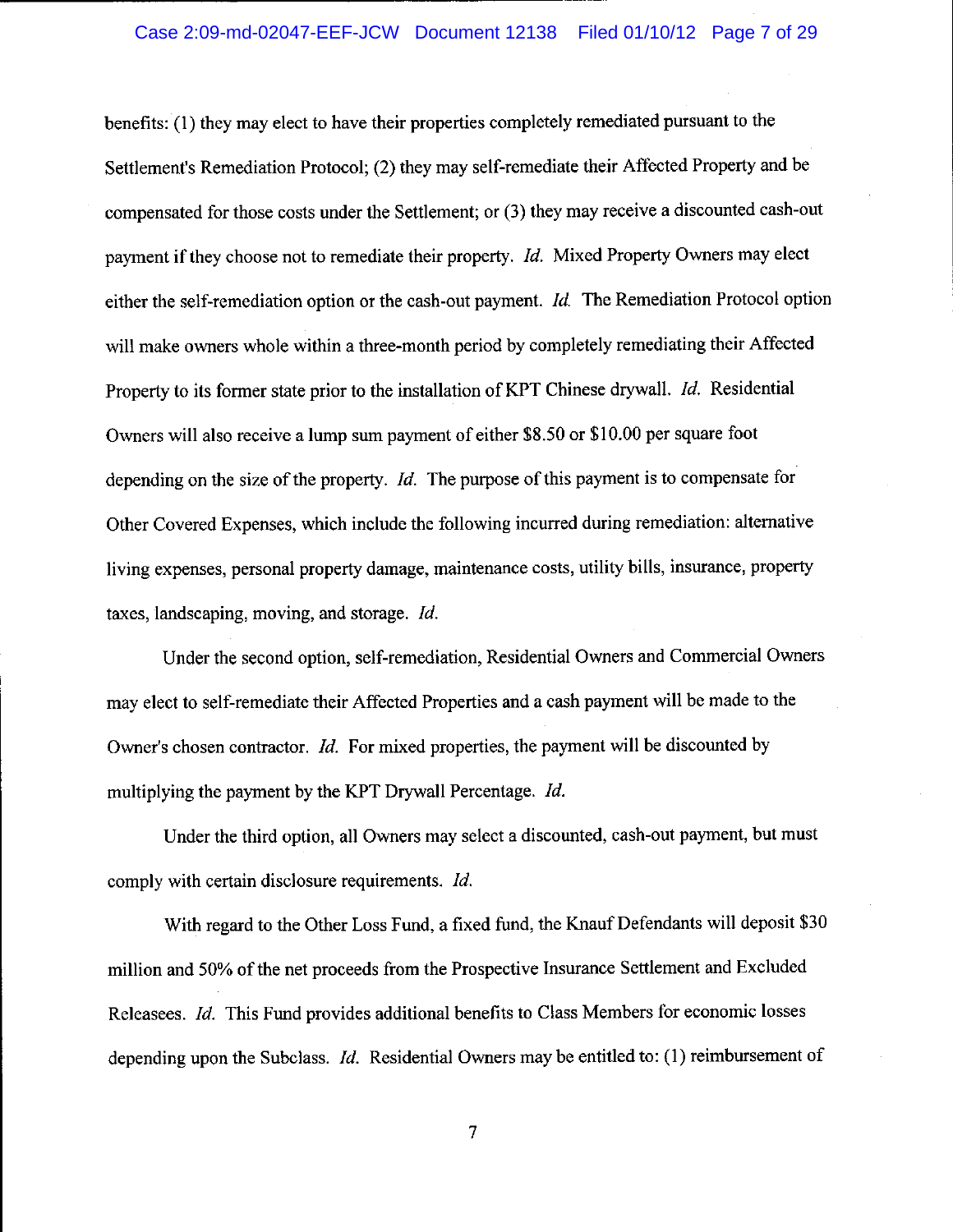benefits: (1) they may elect to have their properties completely remediated pursuant to the Settlement's Remediation Protocol; (2) they may self-remediate their Affected Property and be compensated for those costs under the Settlement; or (3) they may receive a discounted cash-out payment if they choose not to remediate their property. *Id.* Mixed Property Owners may elect either the self-remediation option or the cash-out payment. *Id.* The Remediation Protocol option will make owners whole within a three-month period by completely remediating their Affected Property to its former state prior to the installation of KPT Chinese drywall. *Id.* Residential Owners will also receive a lump sum payment of either $8.50 or $10.00 per square foot depending on the size of the property. *Id.* The purpose of this payment is to compensate for Other Covered Expenses, which include the following incurred during remediation: alternative living expenses, personal property damage, maintenance costs, utility bills, insurance, property taxes, landscaping, moving, and storage. *Id.*

Under the second option, self-remediation, Residential Owners and Commercial Owners may elect to self-remediate their Affected Properties and a cash payment will be made to the Owner's chosen contractor. *Id.* For mixed properties, the payment will be discounted by multiplying the payment by the KPT Drywall Percentage. *Id.*

Under the third option, all Owners may select a discounted, cash-out payment, but must comply with certain disclosure requirements. *Id.*

With regard to the Other Loss Fund, a fixed fund, the Knauf Defendants will deposit $30 million and 50% of the net proceeds from the Prospective Insurance Settlement and Excluded Releasees. *Id.* This Fund provides additional benefits to Class Members for economic losses depending upon the Subclass. *Id.* Residential Owners may be entitled to: (1) reimbursement of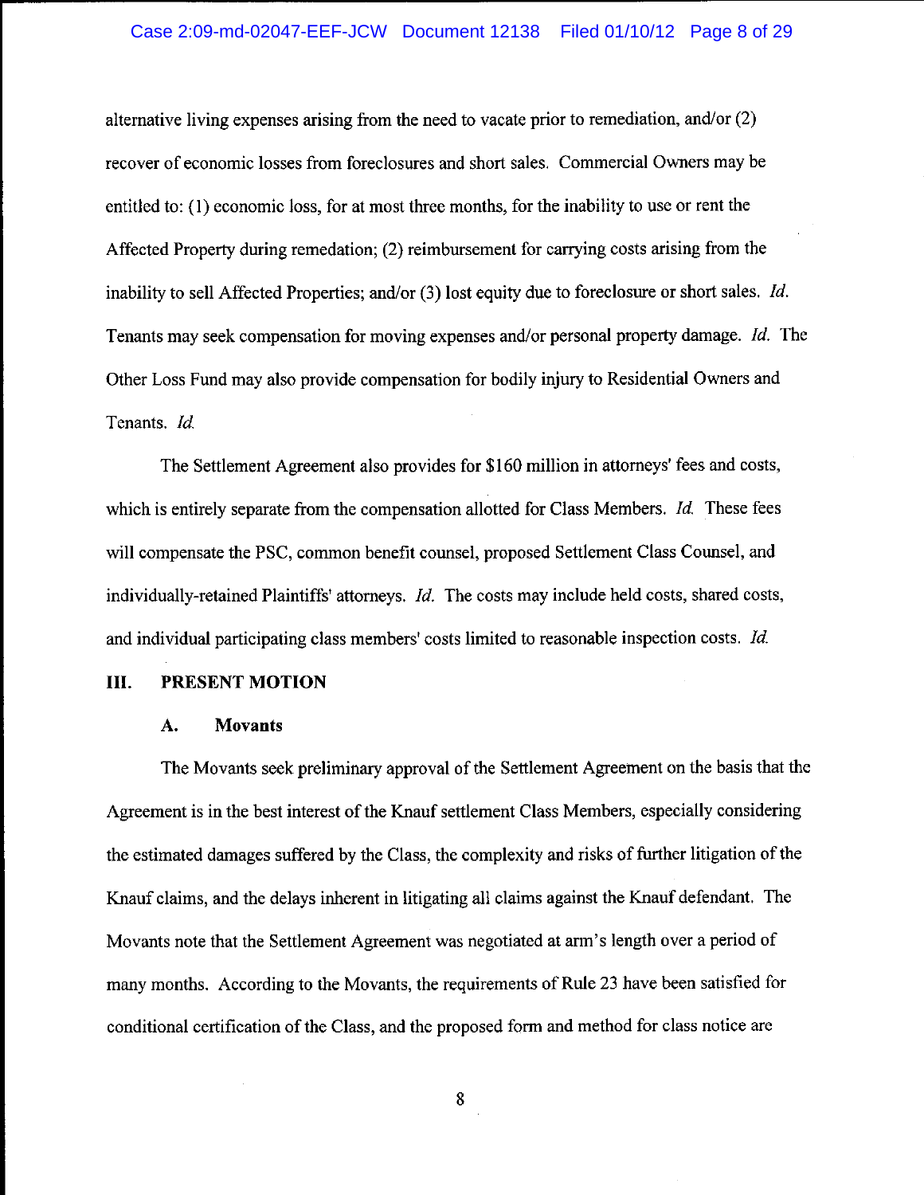alternative living expenses arising from the need to vacate prior to remediation, and/or (2) recover of economic losses from foreclosures and short sales. Commercial Owners may be entitled to: (1) economic loss, for at most three months, for the inability to use or rent the Affected Property during remedation; (2) reimbursement for carrying costs arising from the inability to sell Affected Properties; and/or (3) lost equity due to foreclosure or short sales. *Id.* Tenants may seek compensation for moving expenses and/or personal property damage. *Id.* The Other Loss Fund may also provide compensation for bodily injury to Residential Owners and Tenants. *Id.*

The Settlement Agreement also provides for $160 million in attorneys' fees and costs, which is entirely separate from the compensation allotted for Class Members. *Id.* These fees will compensate the PSC, common benefit counsel, proposed Settlement Class Counsel, and individually-retained Plaintiffs' attorneys. *Id.* The costs may include held costs, shared costs, and individual participating class members' costs limited to reasonable inspection costs. *Id.*

## III. PRESENT MOTION

### A. Movants

The Movants seek preliminary approval of the Settlement Agreement on the basis that the Agreement is in the best interest of the Knauf settlement Class Members, especially considering the estimated damages suffered by the Class, the complexity and risks of further litigation of the Knauf claims, and the delays inherent in litigating all claims against the Knauf defendant. The Movants note that the Settlement Agreement was negotiated at arm's length over a period of many months. According to the Movants, the requirements of Rule 23 have been satisfied for conditional certification of the Class, and the proposed form and method for class notice are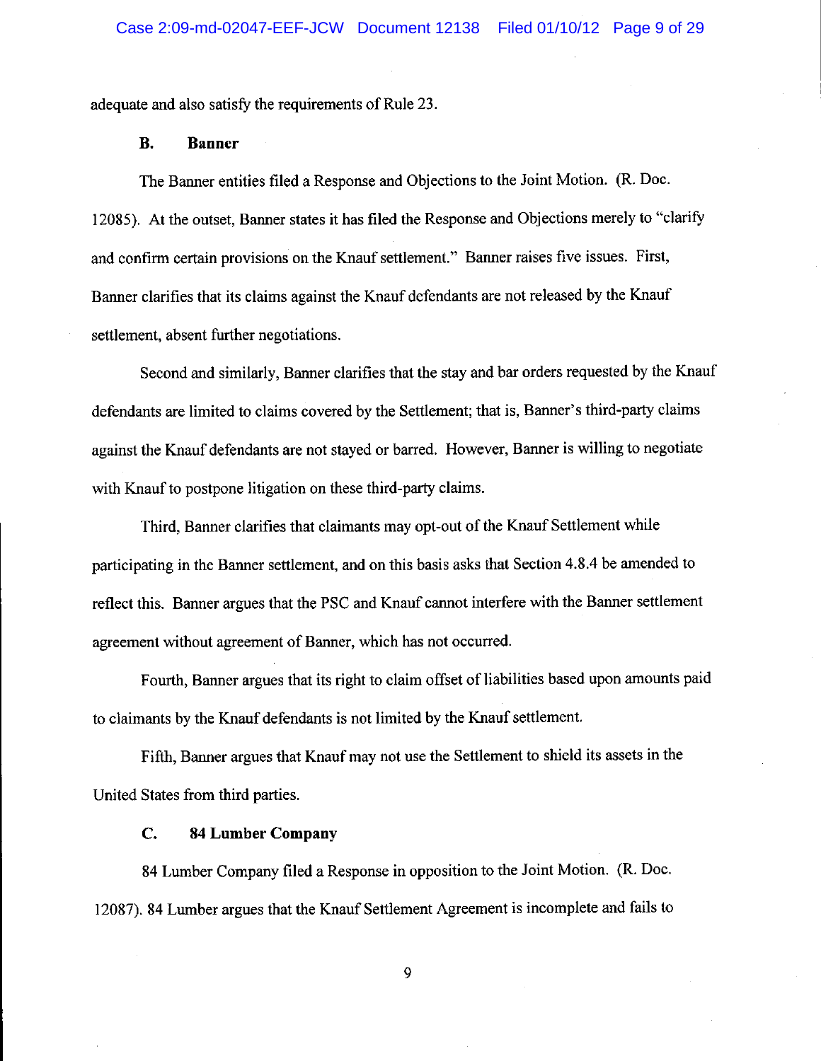adequate and also satisfy the requirements of Rule 23.

### B. Banner

The Banner entities filed a Response and Objections to the Joint Motion. (R. Doc. 12085). At the outset, Banner states it has filed the Response and Objections merely to "clarify and confirm certain provisions on the Knauf settlement." Banner raises five issues. First, Banner clarifies that its claims against the Knauf defendants are not released by the Knauf settlement, absent further negotiations.

Second and similarly, Banner clarifies that the stay and bar orders requested by the Knauf defendants are limited to claims covered by the Settlement; that is, Banner's third-party claims against the Knauf defendants are not stayed or barred. However, Banner is willing to negotiate with Knauf to postpone litigation on these third-party claims.

Third, Banner clarifies that claimants may opt-out of the Knauf Settlement while participating in the Banner settlement, and on this basis asks that Section 4.8.4 be amended to reflect this. Banner argues that the PSC and Knauf cannot interfere with the Banner settlement agreement without agreement of Banner, which has not occurred.

Fourth, Banner argues that its right to claim offset of liabilities based upon amounts paid to claimants by the Knauf defendants is not limited by the Knauf settlement.

Fifth, Banner argues that Knauf may not use the Settlement to shield its assets in the United States from third parties.

### C. 84 Lumber Company

84 Lumber Company filed a Response in opposition to the Joint Motion. (R. Doc. 12087). 84 Lumber argues that the Knauf Settlement Agreement is incomplete and fails to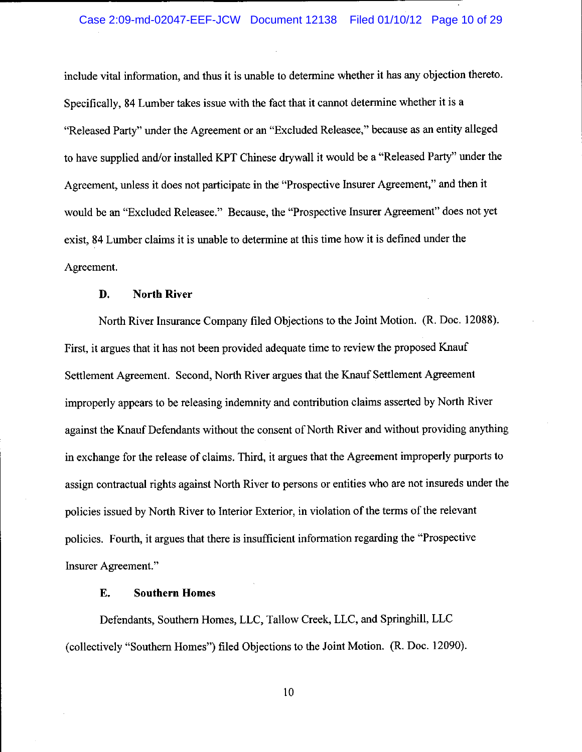include vital information, and thus it is unable to determine whether it has any objection thereto. Specifically, 84 Lumber takes issue with the fact that it cannot determine whether it is a "Released Party" under the Agreement or an "Excluded Releasee," because as an entity alleged to have supplied and/or installed KPT Chinese drywall it would be a "Released Party" under the Agreement, unless it does not participate in the "Prospective Insurer Agreement," and then it would be an "Excluded Releasee." Because, the "Prospective Insurer Agreement" does not yet exist, 84 Lumber claims it is unable to determine at this time how it is defined under the Agreement.

### D. North River

North River Insurance Company filed Objections to the Joint Motion. (R. Doc. 12088). First, it argues that it has not been provided adequate time to review the proposed Knauf Settlement Agreement. Second, North River argues that the Knauf Settlement Agreement improperly appears to be releasing indemnity and contribution claims asserted by North River against the Knauf Defendants without the consent of North River and without providing anything in exchange for the release of claims. Third, it argues that the Agreement improperly purports to assign contractual rights against North River to persons or entities who are not insureds under the policies issued by North River to Interior Exterior, in violation of the terms of the relevant policies. Fourth, it argues that there is insufficient information regarding the "Prospective Insurer Agreement."

### E. Southern Homes

Defendants, Southern Homes, LLC, Tallow Creek, LLC, and Springhill, LLC (collectively "Southern Homes") filed Objections to the Joint Motion. (R. Doc. 12090).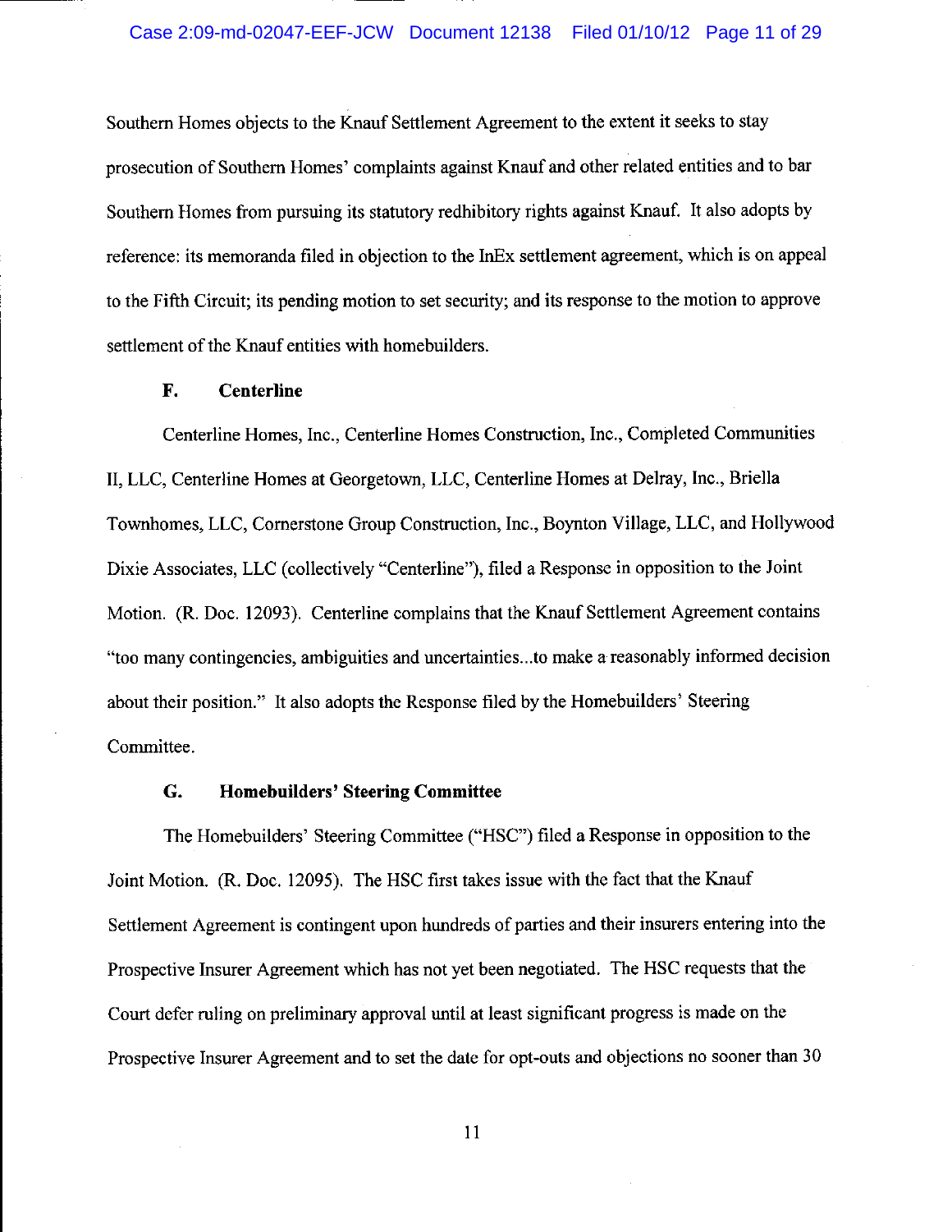Southern Homes objects to the Knauf Settlement Agreement to the extent it seeks to stay prosecution of Southern Homes' complaints against Knauf and other related entities and to bar Southern Homes from pursuing its statutory redhibitory rights against Knauf. It also adopts by reference: its memoranda filed in objection to the InEx settlement agreement, which is on appeal to the Fifth Circuit; its pending motion to set security; and its response to the motion to approve settlement of the Knauf entities with homebuilders.

### F. Centerline

Centerline Homes, Inc., Centerline Homes Construction, Inc., Completed Communities II, LLC, Centerline Homes at Georgetown, LLC, Centerline Homes at Delray, Inc., Briella Townhomes, LLC, Cornerstone Group Construction, Inc., Boynton Village, LLC, and Hollywood Dixie Associates, LLC (collectively "Centerline"), filed a Response in opposition to the Joint Motion. (R. Doc. 12093). Centerline complains that the Knauf Settlement Agreement contains "too many contingencies, ambiguities and uncertainties...to make a reasonably informed decision about their position." It also adopts the Response filed by the Homebuilders' Steering Committee.

### G. Homebuilders' Steering Committee

The Homebuilders' Steering Committee ("HSC") filed a Response in opposition to the Joint Motion. (R. Doc. 12095). The HSC first takes issue with the fact that the Knauf Settlement Agreement is contingent upon hundreds of parties and their insurers entering into the Prospective Insurer Agreement which has not yet been negotiated. The HSC requests that the Court defer ruling on preliminary approval until at least significant progress is made on the Prospective Insurer Agreement and to set the date for opt-outs and objections no sooner than 30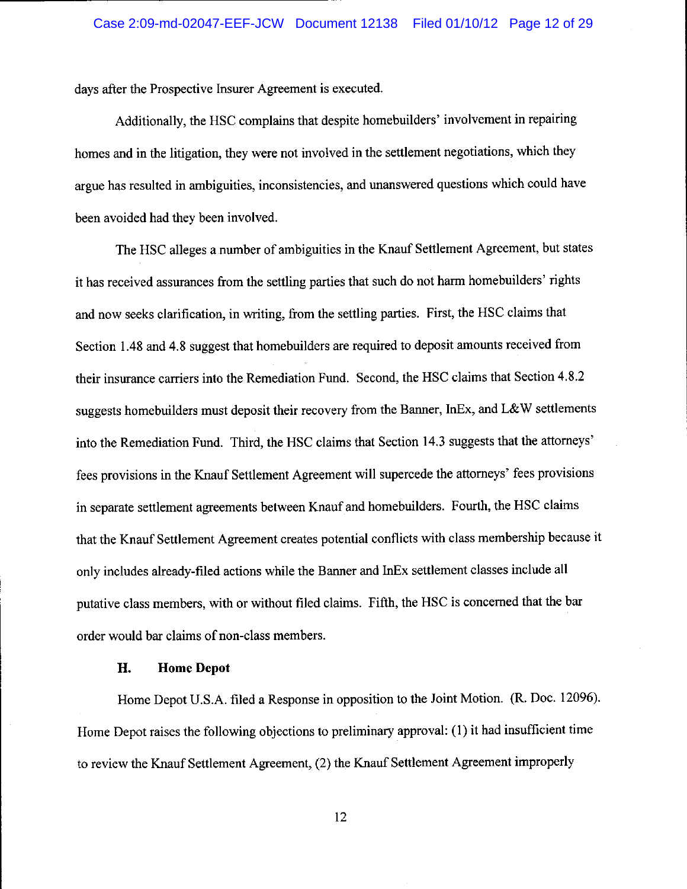days after the Prospective Insurer Agreement is executed.

Additionally, the HSC complains that despite homebuilders' involvement in repairing homes and in the litigation, they were not involved in the settlement negotiations, which they argue has resulted in ambiguities, inconsistencies, and unanswered questions which could have been avoided had they been involved.

The HSC alleges a number of ambiguities in the Knauf Settlement Agreement, but states it has received assurances from the settling parties that such do not harm homebuilders' rights and now seeks clarification, in writing, from the settling parties. First, the HSC claims that Section 1.48 and 4.8 suggest that homebuilders are required to deposit amounts received from their insurance carriers into the Remediation Fund. Second, the HSC claims that Section 4.8.2 suggests homebuilders must deposit their recovery from the Banner, InEx, and L&W settlements into the Remediation Fund. Third, the HSC claims that Section 14.3 suggests that the attorneys' fees provisions in the Knauf Settlement Agreement will supercede the attorneys' fees provisions in separate settlement agreements between Knauf and homebuilders. Fourth, the HSC claims that the Knauf Settlement Agreement creates potential conflicts with class membership because it only includes already-filed actions while the Banner and InEx settlement classes include all putative class members, with or without filed claims. Fifth, the HSC is concerned that the bar order would bar claims of non-class members.

### H. Home Depot

Home Depot U.S.A. filed a Response in opposition to the Joint Motion. (R. Doc. 12096). Home Depot raises the following objections to preliminary approval: (1) it had insufficient time to review the Knauf Settlement Agreement, (2) the Knauf Settlement Agreement improperly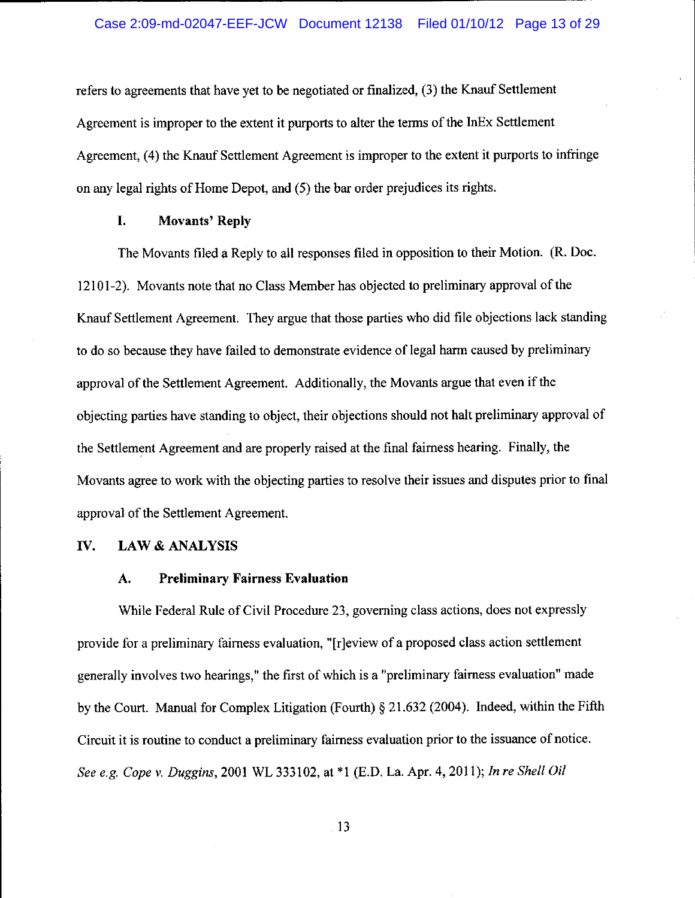refers to agreements that have yet to be negotiated or finalized, (3) the Knauf Settlement Agreement is improper to the extent it purports to alter the terms of the InEx Settlement Agreement, (4) the Knauf Settlement Agreement is improper to the extent it purports to infringe on any legal rights of Home Depot, and (5) the bar order prejudices its rights.

### I. Movants' Reply

The Movants filed a Reply to all responses filed in opposition to their Motion. (R. Doc. 12101-2). Movants note that no Class Member has objected to preliminary approval of the Knauf Settlement Agreement. They argue that those parties who did file objections lack standing to do so because they have failed to demonstrate evidence of legal harm caused by preliminary approval of the Settlement Agreement. Additionally, the Movants argue that even if the objecting parties have standing to object, their objections should not halt preliminary approval of the Settlement Agreement and are properly raised at the final fairness hearing. Finally, the Movants agree to work with the objecting parties to resolve their issues and disputes prior to final approval of the Settlement Agreement.

## IV. LAW & ANALYSIS

### A. Preliminary Fairness Evaluation

While Federal Rule of Civil Procedure 23, governing class actions, does not expressly provide for a preliminary fairness evaluation, "[r]eview of a proposed class action settlement generally involves two hearings," the first of which is a "preliminary fairness evaluation" made by the Court. Manual for Complex Litigation (Fourth) § 21.632 (2004). Indeed, within the Fifth Circuit it is routine to conduct a preliminary fairness evaluation prior to the issuance of notice. *See e.g. Cope v. Duggins*, 2001 WL 333102, at *1 (E.D. La. Apr. 4, 2011); *In re Shell Oil*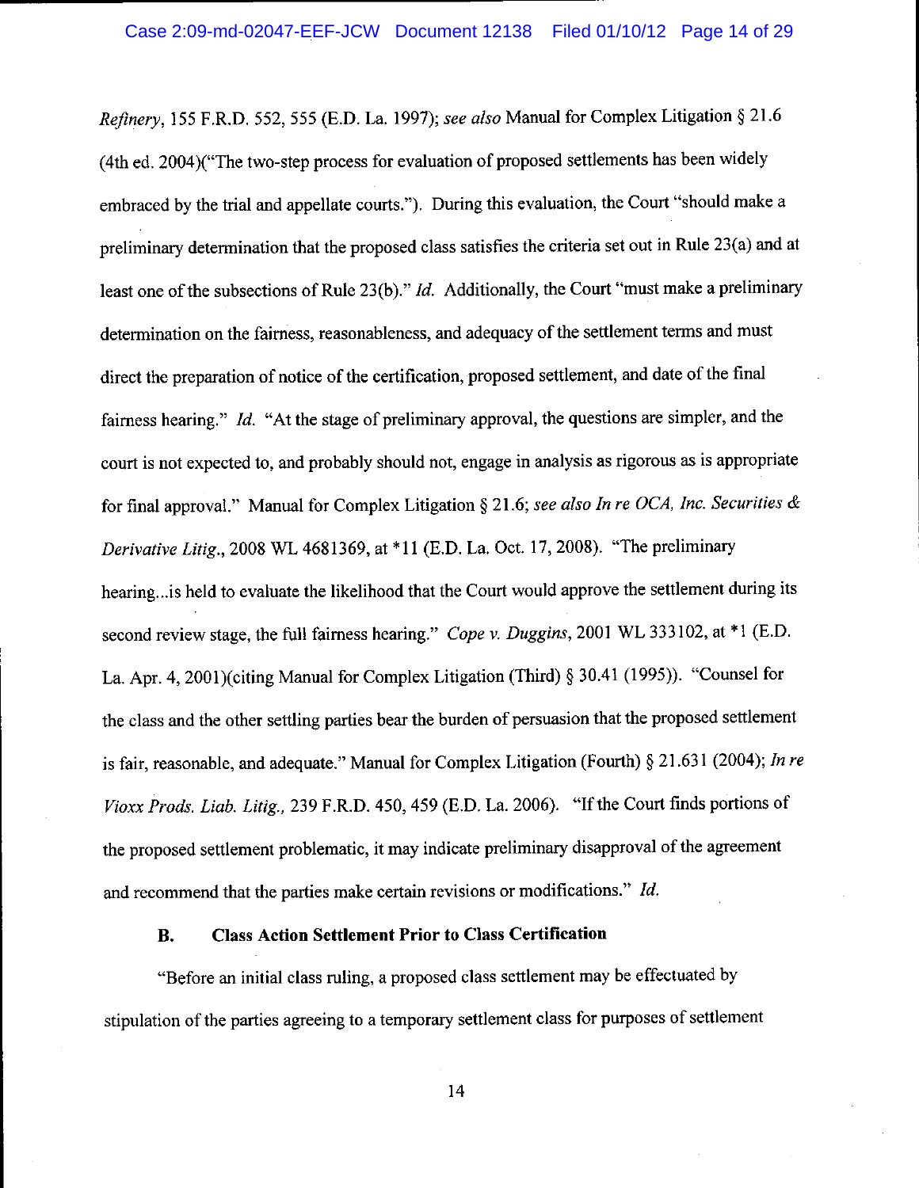*Refinery*, 155 F.R.D. 552, 555 (E.D. La. 1997); *see also* Manual for Complex Litigation § 21.6 (4th ed. 2004)("The two-step process for evaluation of proposed settlements has been widely embraced by the trial and appellate courts."). During this evaluation, the Court "should make a preliminary determination that the proposed class satisfies the criteria set out in Rule 23(a) and at least one of the subsections of Rule 23(b)." *Id.* Additionally, the Court "must make a preliminary determination on the fairness, reasonableness, and adequacy of the settlement terms and must direct the preparation of notice of the certification, proposed settlement, and date of the final fairness hearing." *Id.* "At the stage of preliminary approval, the questions are simpler, and the court is not expected to, and probably should not, engage in analysis as rigorous as is appropriate for final approval." Manual for Complex Litigation § 21.6; *see also In re OCA, Inc. Securities & Derivative Litig.*, 2008 WL 4681369, at *11 (E.D. La. Oct. 17, 2008). "The preliminary hearing...is held to evaluate the likelihood that the Court would approve the settlement during its second review stage, the full fairness hearing." *Cope v. Duggins*, 2001 WL 333102, at *1 (E.D. La. Apr. 4, 2001)(citing Manual for Complex Litigation (Third) § 30.41 (1995)). "Counsel for the class and the other settling parties bear the burden of persuasion that the proposed settlement is fair, reasonable, and adequate." Manual for Complex Litigation (Fourth) § 21.631 (2004); *In re Vioxx Prods. Liab. Litig.*, 239 F.R.D. 450, 459 (E.D. La. 2006). "If the Court finds portions of the proposed settlement problematic, it may indicate preliminary disapproval of the agreement and recommend that the parties make certain revisions or modifications." *Id.*

### B. Class Action Settlement Prior to Class Certification

"Before an initial class ruling, a proposed class settlement may be effectuated by stipulation of the parties agreeing to a temporary settlement class for purposes of settlement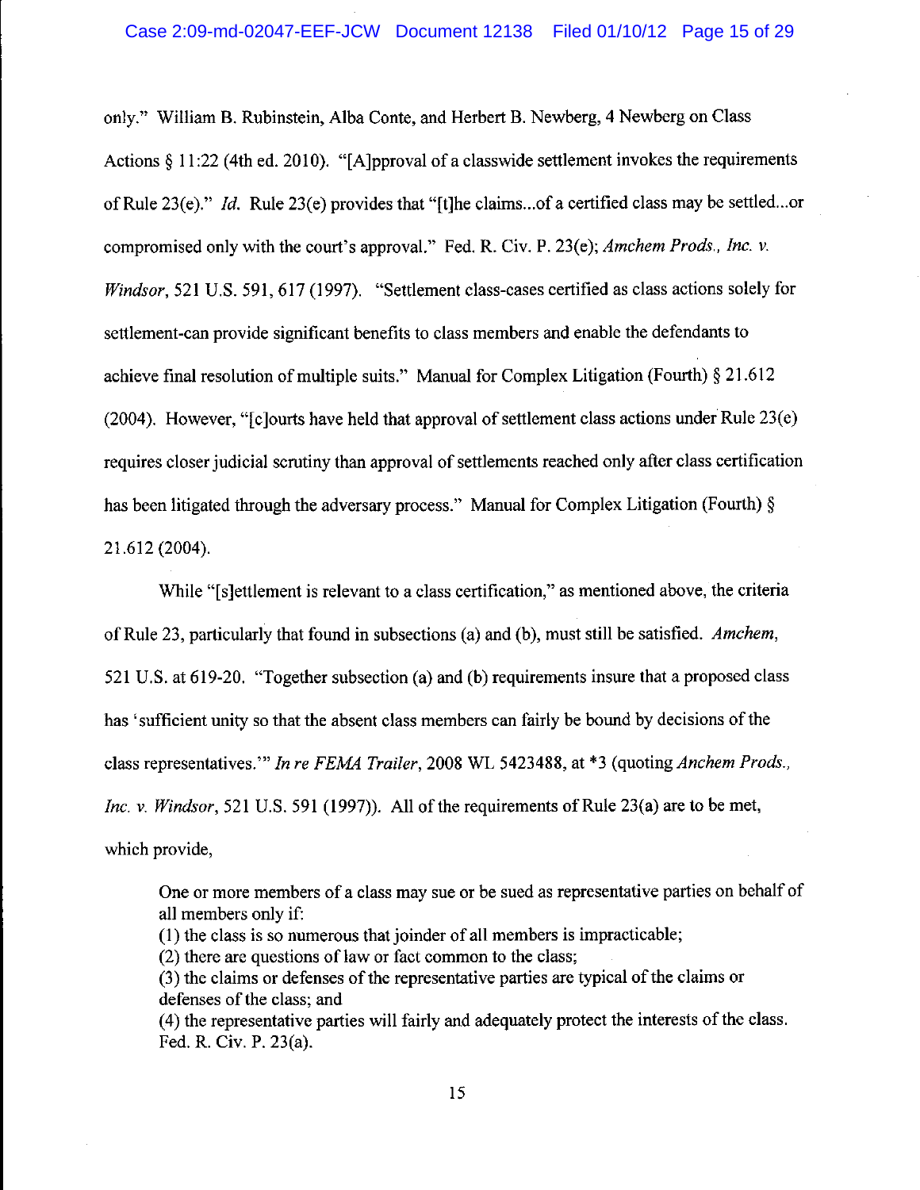only." William B. Rubinstein, Alba Conte, and Herbert B. Newberg, 4 Newberg on Class Actions § 11:22 (4th ed. 2010). "[A]pproval of a classwide settlement invokes the requirements of Rule 23(e)." *Id.* Rule 23(e) provides that "[t]he claims...of a certified class may be settled...or compromised only with the court's approval." Fed. R. Civ. P. 23(e); *Amchem Prods., Inc. v. Windsor*, 521 U.S. 591, 617 (1997). "Settlement class-cases certified as class actions solely for settlement-can provide significant benefits to class members and enable the defendants to achieve final resolution of multiple suits." Manual for Complex Litigation (Fourth) § 21.612 (2004). However, "[c]ourts have held that approval of settlement class actions under Rule 23(e) requires closer judicial scrutiny than approval of settlements reached only after class certification has been litigated through the adversary process." Manual for Complex Litigation (Fourth) § 21.612 (2004).

While "[s]ettlement is relevant to a class certification," as mentioned above, the criteria of Rule 23, particularly that found in subsections (a) and (b), must still be satisfied. *Amchem*, 521 U.S. at 619-20. "Together subsection (a) and (b) requirements insure that a proposed class has 'sufficient unity so that the absent class members can fairly be bound by decisions of the class representatives.'" *In re FEMA Trailer*, 2008 WL 5423488, at *3 (quoting *Anchem Prods., Inc. v. Windsor*, 521 U.S. 591 (1997)). All of the requirements of Rule 23(a) are to be met, which provide,

> One or more members of a class may sue or be sued as representative parties on behalf of all members only if:
> (1) the class is so numerous that joinder of all members is impracticable;
> (2) there are questions of law or fact common to the class;
> (3) the claims or defenses of the representative parties are typical of the claims or defenses of the class; and
> (4) the representative parties will fairly and adequately protect the interests of the class.
> Fed. R. Civ. P. 23(a).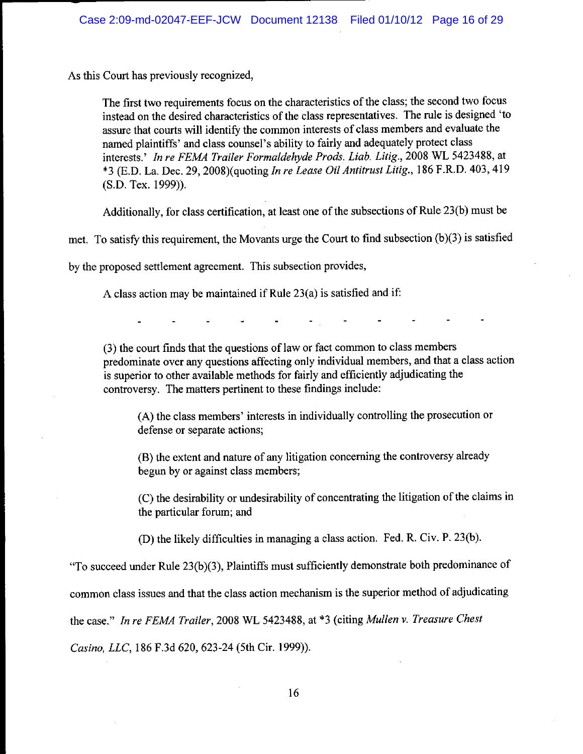As this Court has previously recognized,

> The first two requirements focus on the characteristics of the class; the second two focus instead on the desired characteristics of the class representatives. The rule is designed 'to assure that courts will identify the common interests of class members and evaluate the named plaintiffs' and class counsel's ability to fairly and adequately protect class interests.' *In re FEMA Trailer Formaldehyde Prods. Liab. Litig.*, 2008 WL 5423488, at *3 (E.D. La. Dec. 29, 2008)(quoting *In re Lease Oil Antitrust Litig.*, 186 F.R.D. 403, 419 (S.D. Tex. 1999)).

Additionally, for class certification, at least one of the subsections of Rule 23(b) must be met. To satisfy this requirement, the Movants urge the Court to find subsection (b)(3) is satisfied by the proposed settlement agreement. This subsection provides,

> A class action may be maintained if Rule 23(a) is satisfied and if:
>
> \- - - - - - - - - - -
>
> (3) the court finds that the questions of law or fact common to class members predominate over any questions affecting only individual members, and that a class action is superior to other available methods for fairly and efficiently adjudicating the controversy. The matters pertinent to these findings include:
>
> > (A) the class members' interests in individually controlling the prosecution or defense or separate actions;
> >
> > (B) the extent and nature of any litigation concerning the controversy already begun by or against class members;
> >
> > (C) the desirability or undesirability of concentrating the litigation of the claims in the particular forum; and
> >
> > (D) the likely difficulties in managing a class action. Fed. R. Civ. P. 23(b).

"To succeed under Rule 23(b)(3), Plaintiffs must sufficiently demonstrate both predominance of common class issues and that the class action mechanism is the superior method of adjudicating the case." *In re FEMA Trailer*, 2008 WL 5423488, at *3 (citing *Mullen v. Treasure Chest Casino, LLC*, 186 F.3d 620, 623-24 (5th Cir. 1999)).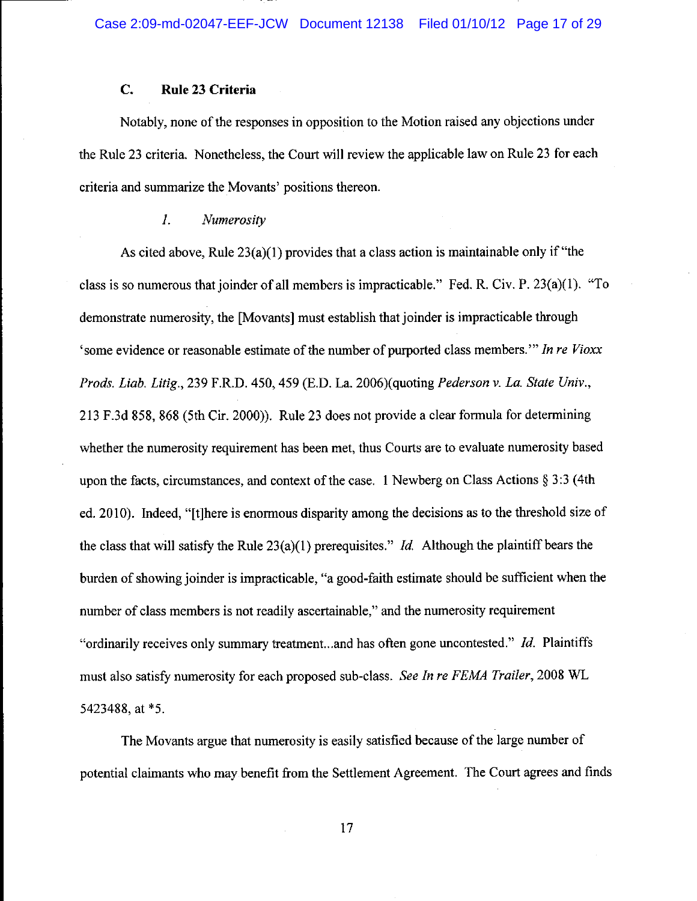### C. Rule 23 Criteria

Notably, none of the responses in opposition to the Motion raised any objections under the Rule 23 criteria. Nonetheless, the Court will review the applicable law on Rule 23 for each criteria and summarize the Movants' positions thereon.

#### *1. Numerosity*

As cited above, Rule 23(a)(1) provides that a class action is maintainable only if "the class is so numerous that joinder of all members is impracticable." Fed. R. Civ. P. 23(a)(1). "To demonstrate numerosity, the [Movants] must establish that joinder is impracticable through 'some evidence or reasonable estimate of the number of purported class members.'" *In re Vioxx Prods. Liab. Litig.*, 239 F.R.D. 450, 459 (E.D. La. 2006)(quoting *Pederson v. La. State Univ.*, 213 F.3d 858, 868 (5th Cir. 2000)). Rule 23 does not provide a clear formula for determining whether the numerosity requirement has been met, thus Courts are to evaluate numerosity based upon the facts, circumstances, and context of the case. 1 Newberg on Class Actions § 3:3 (4th ed. 2010). Indeed, "[t]here is enormous disparity among the decisions as to the threshold size of the class that will satisfy the Rule 23(a)(1) prerequisites." *Id.* Although the plaintiff bears the burden of showing joinder is impracticable, "a good-faith estimate should be sufficient when the number of class members is not readily ascertainable," and the numerosity requirement "ordinarily receives only summary treatment...and has often gone uncontested." *Id.* Plaintiffs must also satisfy numerosity for each proposed sub-class. *See In re FEMA Trailer*, 2008 WL 5423488, at *5.

The Movants argue that numerosity is easily satisfied because of the large number of potential claimants who may benefit from the Settlement Agreement. The Court agrees and finds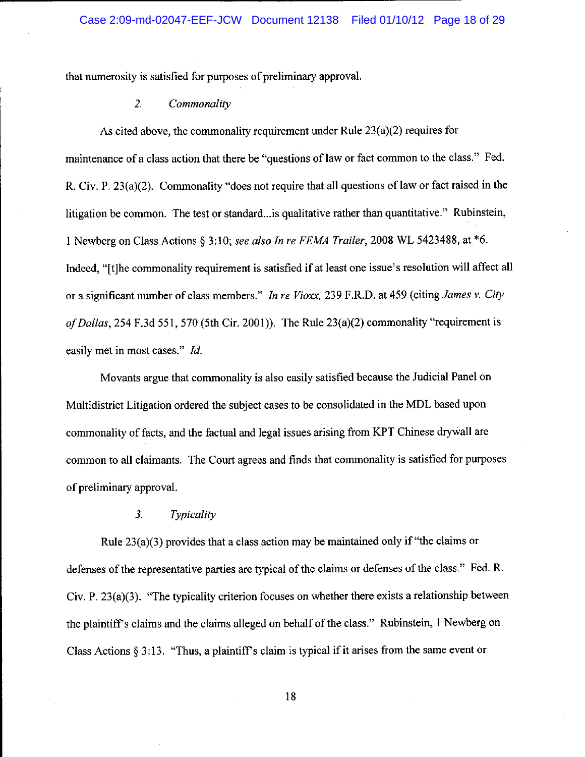that numerosity is satisfied for purposes of preliminary approval.

### 2. *Commonality*

As cited above, the commonality requirement under Rule 23(a)(2) requires for maintenance of a class action that there be "questions of law or fact common to the class." Fed. R. Civ. P. 23(a)(2). Commonality "does not require that all questions of law or fact raised in the litigation be common. The test or standard...is qualitative rather than quantitative." Rubinstein, 1 Newberg on Class Actions § 3:10; *see also In re FEMA Trailer*, 2008 WL 5423488, at *6. Indeed, "[t]he commonality requirement is satisfied if at least one issue's resolution will affect all or a significant number of class members." *In re Vioxx*, 239 F.R.D. at 459 (citing *James v. City of Dallas*, 254 F.3d 551, 570 (5th Cir. 2001)). The Rule 23(a)(2) commonality "requirement is easily met in most cases." *Id.*

Movants argue that commonality is also easily satisfied because the Judicial Panel on Multidistrict Litigation ordered the subject cases to be consolidated in the MDL based upon commonality of facts, and the factual and legal issues arising from KPT Chinese drywall are common to all claimants. The Court agrees and finds that commonality is satisfied for purposes of preliminary approval.

### 3. *Typicality*

Rule 23(a)(3) provides that a class action may be maintained only if "the claims or defenses of the representative parties are typical of the claims or defenses of the class." Fed. R. Civ. P. 23(a)(3). "The typicality criterion focuses on whether there exists a relationship between the plaintiff's claims and the claims alleged on behalf of the class." Rubinstein, 1 Newberg on Class Actions § 3:13. "Thus, a plaintiff's claim is typical if it arises from the same event or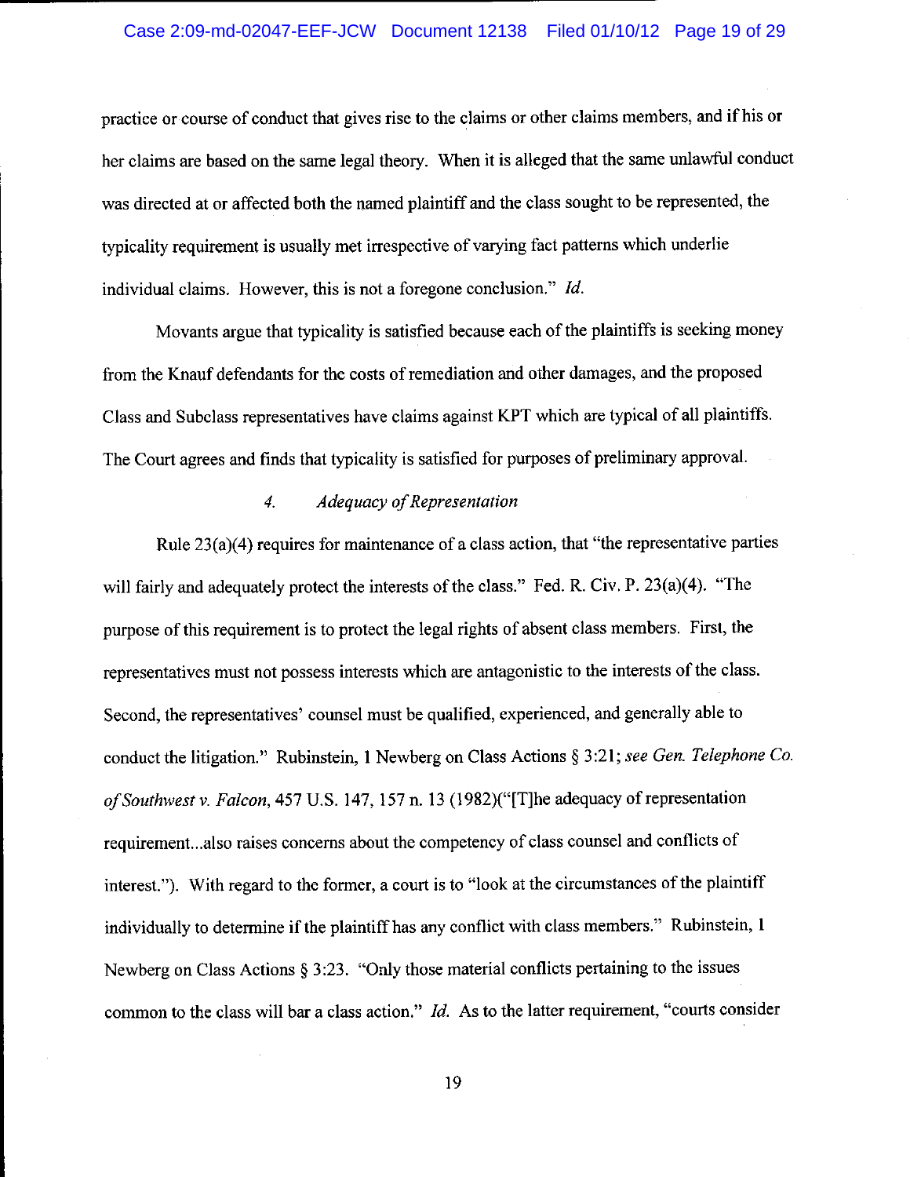practice or course of conduct that gives rise to the claims or other claims members, and if his or her claims are based on the same legal theory. When it is alleged that the same unlawful conduct was directed at or affected both the named plaintiff and the class sought to be represented, the typicality requirement is usually met irrespective of varying fact patterns which underlie individual claims. However, this is not a foregone conclusion." *Id.*

Movants argue that typicality is satisfied because each of the plaintiffs is seeking money from the Knauf defendants for the costs of remediation and other damages, and the proposed Class and Subclass representatives have claims against KPT which are typical of all plaintiffs. The Court agrees and finds that typicality is satisfied for purposes of preliminary approval.

#### *4. Adequacy of Representation*

Rule 23(a)(4) requires for maintenance of a class action, that "the representative parties will fairly and adequately protect the interests of the class." Fed. R. Civ. P. 23(a)(4). "The purpose of this requirement is to protect the legal rights of absent class members. First, the representatives must not possess interests which are antagonistic to the interests of the class. Second, the representatives' counsel must be qualified, experienced, and generally able to conduct the litigation." Rubinstein, 1 Newberg on Class Actions § 3:21; *see Gen. Telephone Co. of Southwest v. Falcon*, 457 U.S. 147, 157 n. 13 (1982)("[T]he adequacy of representation requirement...also raises concerns about the competency of class counsel and conflicts of interest."). With regard to the former, a court is to "look at the circumstances of the plaintiff individually to determine if the plaintiff has any conflict with class members." Rubinstein, 1 Newberg on Class Actions § 3:23. "Only those material conflicts pertaining to the issues common to the class will bar a class action." *Id.* As to the latter requirement, "courts consider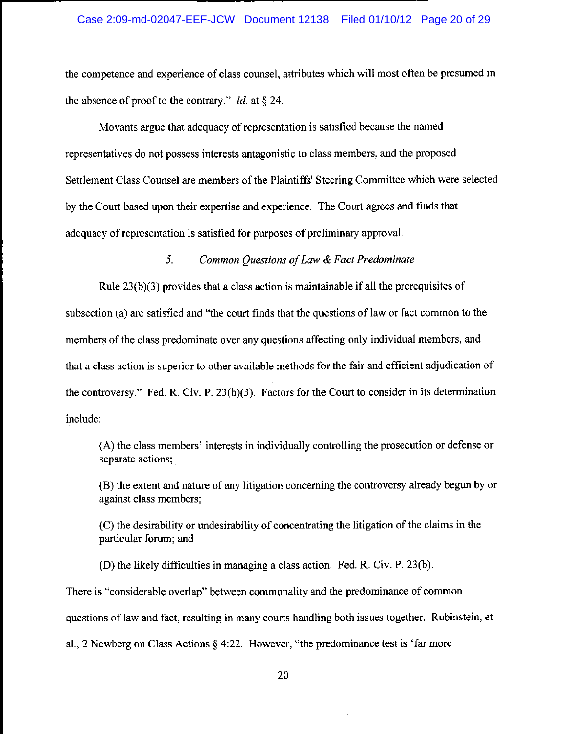the competence and experience of class counsel, attributes which will most often be presumed in the absence of proof to the contrary." *Id.* at § 24.

Movants argue that adequacy of representation is satisfied because the named representatives do not possess interests antagonistic to class members, and the proposed Settlement Class Counsel are members of the Plaintiffs' Steering Committee which were selected by the Court based upon their expertise and experience. The Court agrees and finds that adequacy of representation is satisfied for purposes of preliminary approval.

*5. Common Questions of Law & Fact Predominate*

Rule 23(b)(3) provides that a class action is maintainable if all the prerequisites of subsection (a) are satisfied and "the court finds that the questions of law or fact common to the members of the class predominate over any questions affecting only individual members, and that a class action is superior to other available methods for the fair and efficient adjudication of the controversy." Fed. R. Civ. P. 23(b)(3). Factors for the Court to consider in its determination include:

> (A) the class members' interests in individually controlling the prosecution or defense or separate actions;
>
> (B) the extent and nature of any litigation concerning the controversy already begun by or against class members;
>
> (C) the desirability or undesirability of concentrating the litigation of the claims in the particular forum; and
>
> (D) the likely difficulties in managing a class action. Fed. R. Civ. P. 23(b).

There is "considerable overlap" between commonality and the predominance of common questions of law and fact, resulting in many courts handling both issues together. Rubinstein, et al., 2 Newberg on Class Actions § 4:22. However, "the predominance test is 'far more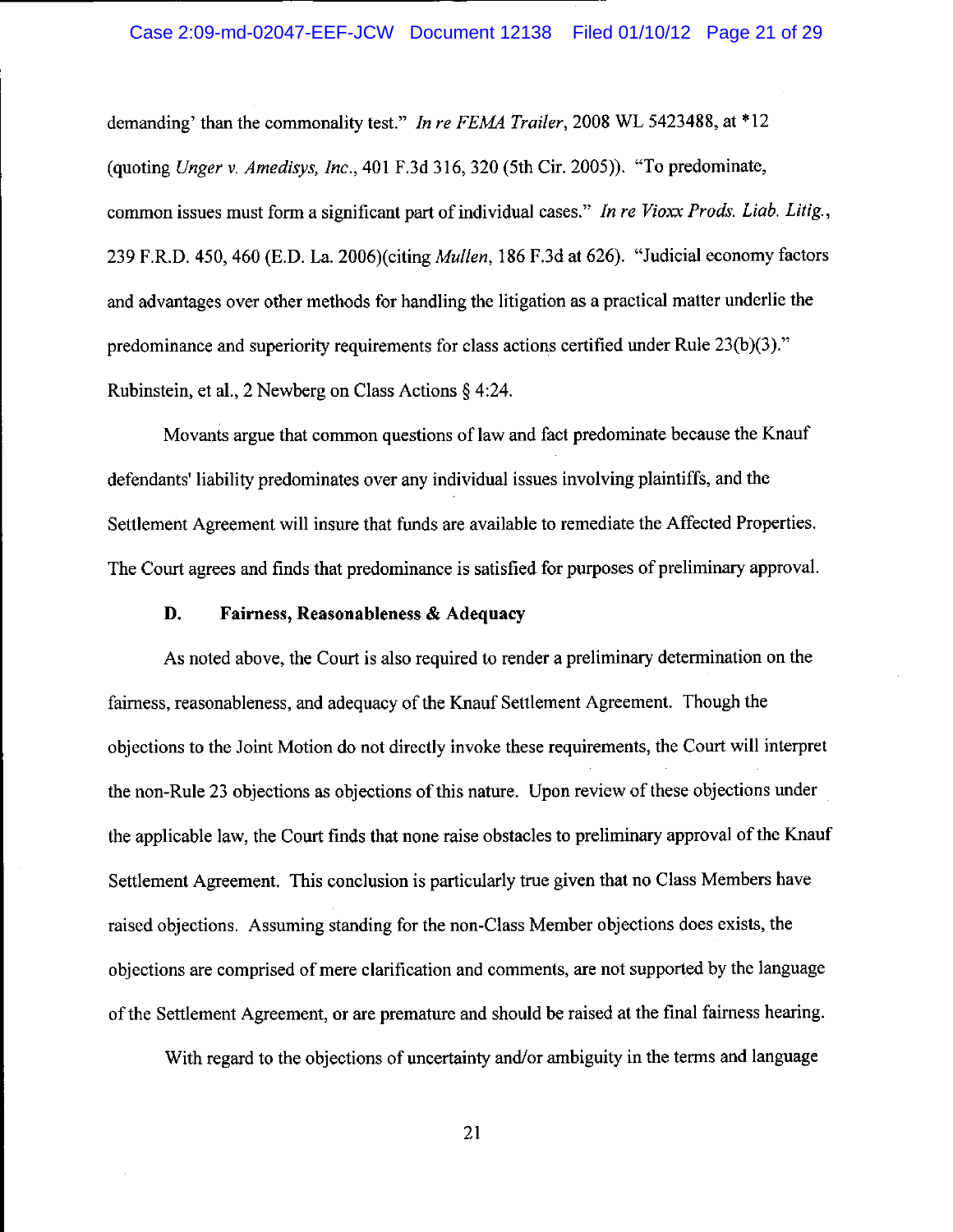demanding' than the commonality test." *In re FEMA Trailer*, 2008 WL 5423488, at *12 (quoting *Unger v. Amedisys, Inc.*, 401 F.3d 316, 320 (5th Cir. 2005)). "To predominate, common issues must form a significant part of individual cases." *In re Vioxx Prods. Liab. Litig.*, 239 F.R.D. 450, 460 (E.D. La. 2006)(citing *Mullen*, 186 F.3d at 626). "Judicial economy factors and advantages over other methods for handling the litigation as a practical matter underlie the predominance and superiority requirements for class actions certified under Rule 23(b)(3)." Rubinstein, et al., 2 Newberg on Class Actions § 4:24.

Movants argue that common questions of law and fact predominate because the Knauf defendants' liability predominates over any individual issues involving plaintiffs, and the Settlement Agreement will insure that funds are available to remediate the Affected Properties. The Court agrees and finds that predominance is satisfied for purposes of preliminary approval.

**D. Fairness, Reasonableness & Adequacy**

As noted above, the Court is also required to render a preliminary determination on the fairness, reasonableness, and adequacy of the Knauf Settlement Agreement. Though the objections to the Joint Motion do not directly invoke these requirements, the Court will interpret the non-Rule 23 objections as objections of this nature. Upon review of these objections under the applicable law, the Court finds that none raise obstacles to preliminary approval of the Knauf Settlement Agreement. This conclusion is particularly true given that no Class Members have raised objections. Assuming standing for the non-Class Member objections does exists, the objections are comprised of mere clarification and comments, are not supported by the language of the Settlement Agreement, or are premature and should be raised at the final fairness hearing.

With regard to the objections of uncertainty and/or ambiguity in the terms and language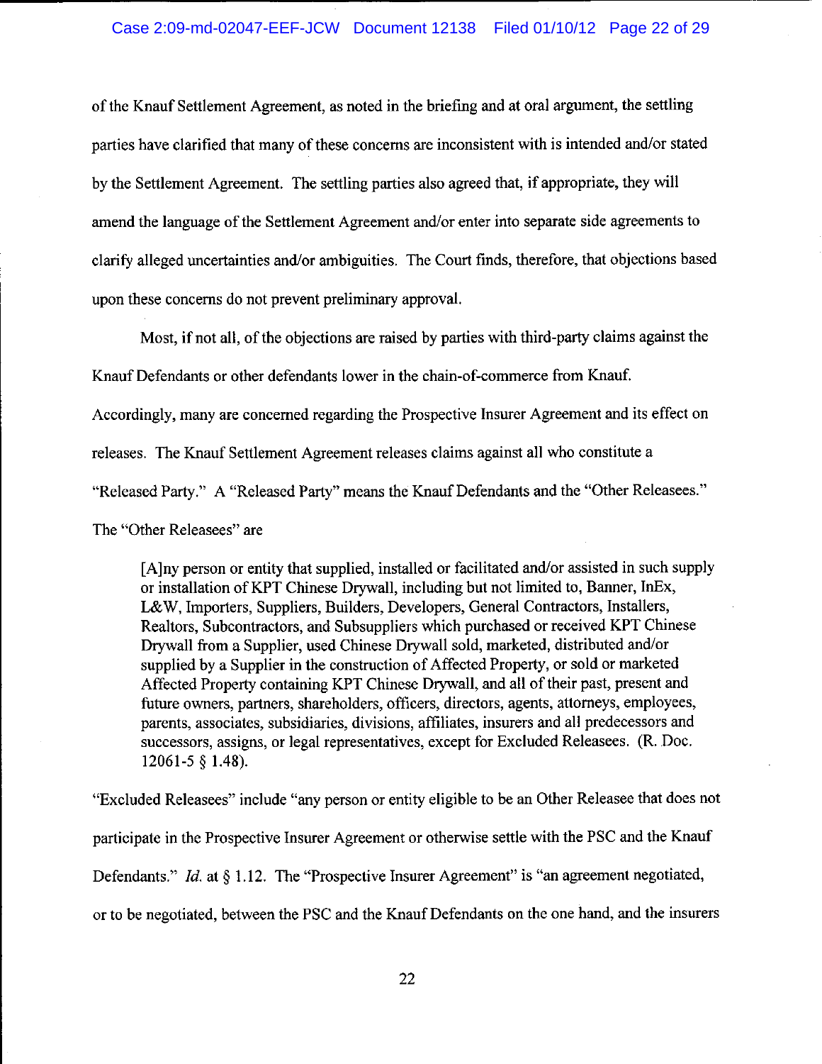of the Knauf Settlement Agreement, as noted in the briefing and at oral argument, the settling parties have clarified that many of these concerns are inconsistent with is intended and/or stated by the Settlement Agreement. The settling parties also agreed that, if appropriate, they will amend the language of the Settlement Agreement and/or enter into separate side agreements to clarify alleged uncertainties and/or ambiguities. The Court finds, therefore, that objections based upon these concerns do not prevent preliminary approval.

Most, if not all, of the objections are raised by parties with third-party claims against the Knauf Defendants or other defendants lower in the chain-of-commerce from Knauf. Accordingly, many are concerned regarding the Prospective Insurer Agreement and its effect on releases. The Knauf Settlement Agreement releases claims against all who constitute a "Released Party." A "Released Party" means the Knauf Defendants and the "Other Releasees." The "Other Releasees" are

> [A]ny person or entity that supplied, installed or facilitated and/or assisted in such supply or installation of KPT Chinese Drywall, including but not limited to, Banner, InEx, L&W, Importers, Suppliers, Builders, Developers, General Contractors, Installers, Realtors, Subcontractors, and Subsuppliers which purchased or received KPT Chinese Drywall from a Supplier, used Chinese Drywall sold, marketed, distributed and/or supplied by a Supplier in the construction of Affected Property, or sold or marketed Affected Property containing KPT Chinese Drywall, and all of their past, present and future owners, partners, shareholders, officers, directors, agents, attorneys, employees, parents, associates, subsidiaries, divisions, affiliates, insurers and all predecessors and successors, assigns, or legal representatives, except for Excluded Releasees. (R. Doc. 12061-5 § 1.48).

"Excluded Releasees" include "any person or entity eligible to be an Other Releasee that does not participate in the Prospective Insurer Agreement or otherwise settle with the PSC and the Knauf Defendants." *Id.* at § 1.12. The "Prospective Insurer Agreement" is "an agreement negotiated, or to be negotiated, between the PSC and the Knauf Defendants on the one hand, and the insurers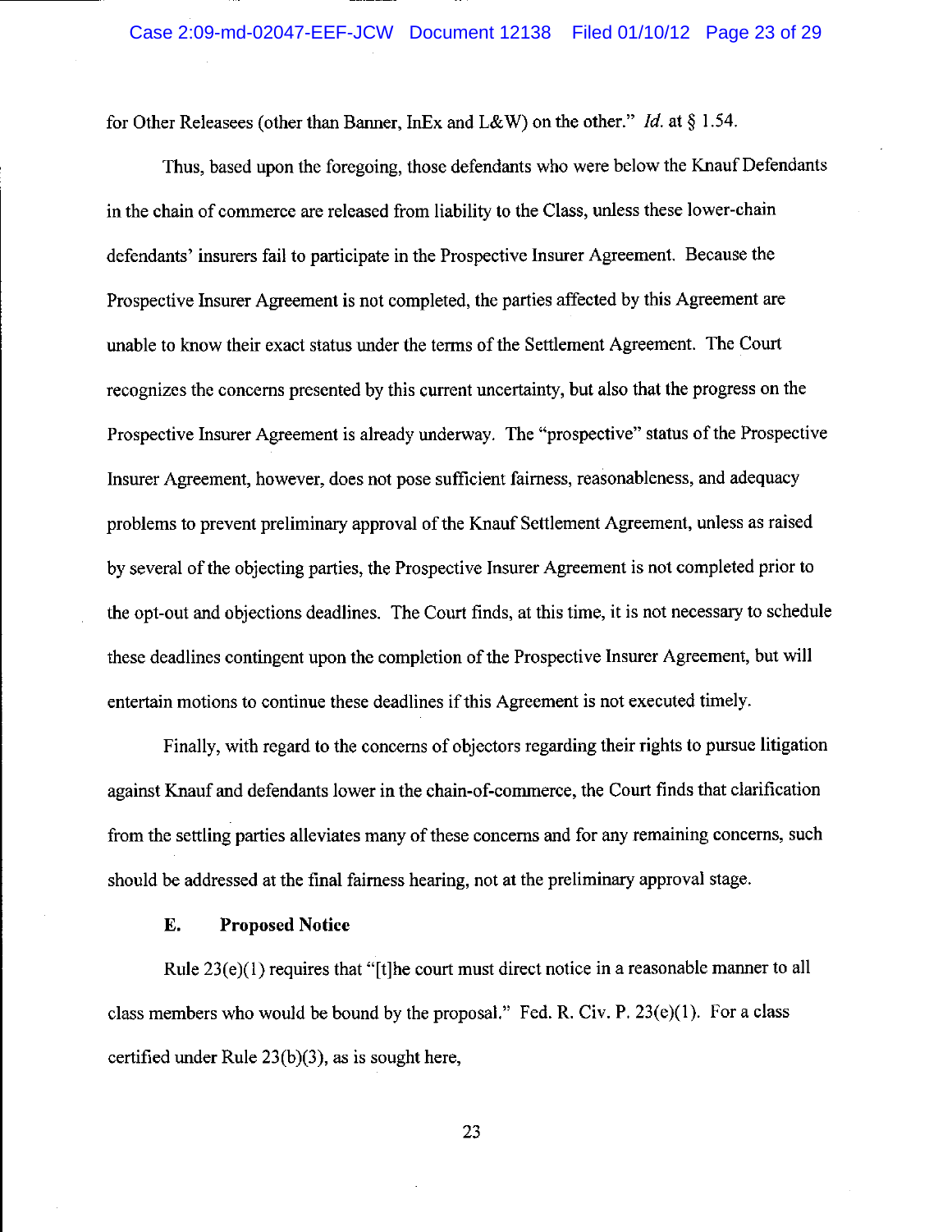for Other Releasees (other than Banner, InEx and L&W) on the other." *Id.* at § 1.54.

Thus, based upon the foregoing, those defendants who were below the Knauf Defendants in the chain of commerce are released from liability to the Class, unless these lower-chain defendants' insurers fail to participate in the Prospective Insurer Agreement. Because the Prospective Insurer Agreement is not completed, the parties affected by this Agreement are unable to know their exact status under the terms of the Settlement Agreement. The Court recognizes the concerns presented by this current uncertainty, but also that the progress on the Prospective Insurer Agreement is already underway. The "prospective" status of the Prospective Insurer Agreement, however, does not pose sufficient fairness, reasonableness, and adequacy problems to prevent preliminary approval of the Knauf Settlement Agreement, unless as raised by several of the objecting parties, the Prospective Insurer Agreement is not completed prior to the opt-out and objections deadlines. The Court finds, at this time, it is not necessary to schedule these deadlines contingent upon the completion of the Prospective Insurer Agreement, but will entertain motions to continue these deadlines if this Agreement is not executed timely.

Finally, with regard to the concerns of objectors regarding their rights to pursue litigation against Knauf and defendants lower in the chain-of-commerce, the Court finds that clarification from the settling parties alleviates many of these concerns and for any remaining concerns, such should be addressed at the final fairness hearing, not at the preliminary approval stage.

**E. Proposed Notice**

Rule 23(e)(1) requires that "[t]he court must direct notice in a reasonable manner to all class members who would be bound by the proposal." Fed. R. Civ. P. 23(e)(1). For a class certified under Rule 23(b)(3), as is sought here,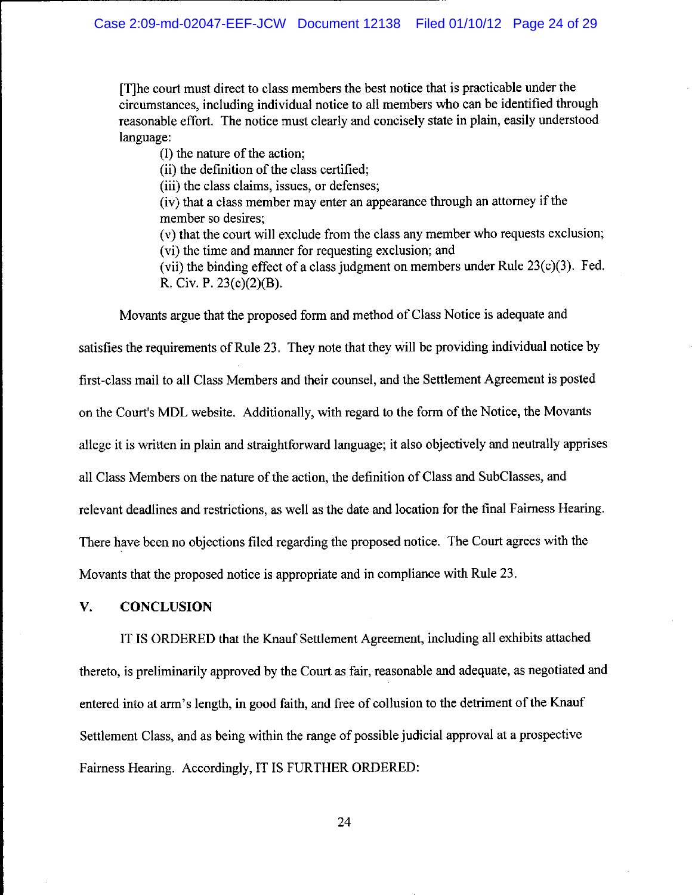> [T]he court must direct to class members the best notice that is practicable under the circumstances, including individual notice to all members who can be identified through reasonable effort. The notice must clearly and concisely state in plain, easily understood language:
>
> (I) the nature of the action;
> (ii) the definition of the class certified;
> (iii) the class claims, issues, or defenses;
> (iv) that a class member may enter an appearance through an attorney if the member so desires;
> (v) that the court will exclude from the class any member who requests exclusion;
> (vi) the time and manner for requesting exclusion; and
> (vii) the binding effect of a class judgment on members under Rule 23(c)(3). Fed. R. Civ. P. 23(c)(2)(B).

Movants argue that the proposed form and method of Class Notice is adequate and satisfies the requirements of Rule 23. They note that they will be providing individual notice by first-class mail to all Class Members and their counsel, and the Settlement Agreement is posted on the Court's MDL website. Additionally, with regard to the form of the Notice, the Movants allege it is written in plain and straightforward language; it also objectively and neutrally apprises all Class Members on the nature of the action, the definition of Class and SubClasses, and relevant deadlines and restrictions, as well as the date and location for the final Fairness Hearing. There have been no objections filed regarding the proposed notice. The Court agrees with the Movants that the proposed notice is appropriate and in compliance with Rule 23.

## V. CONCLUSION

IT IS ORDERED that the Knauf Settlement Agreement, including all exhibits attached thereto, is preliminarily approved by the Court as fair, reasonable and adequate, as negotiated and entered into at arm's length, in good faith, and free of collusion to the detriment of the Knauf Settlement Class, and as being within the range of possible judicial approval at a prospective Fairness Hearing. Accordingly, IT IS FURTHER ORDERED: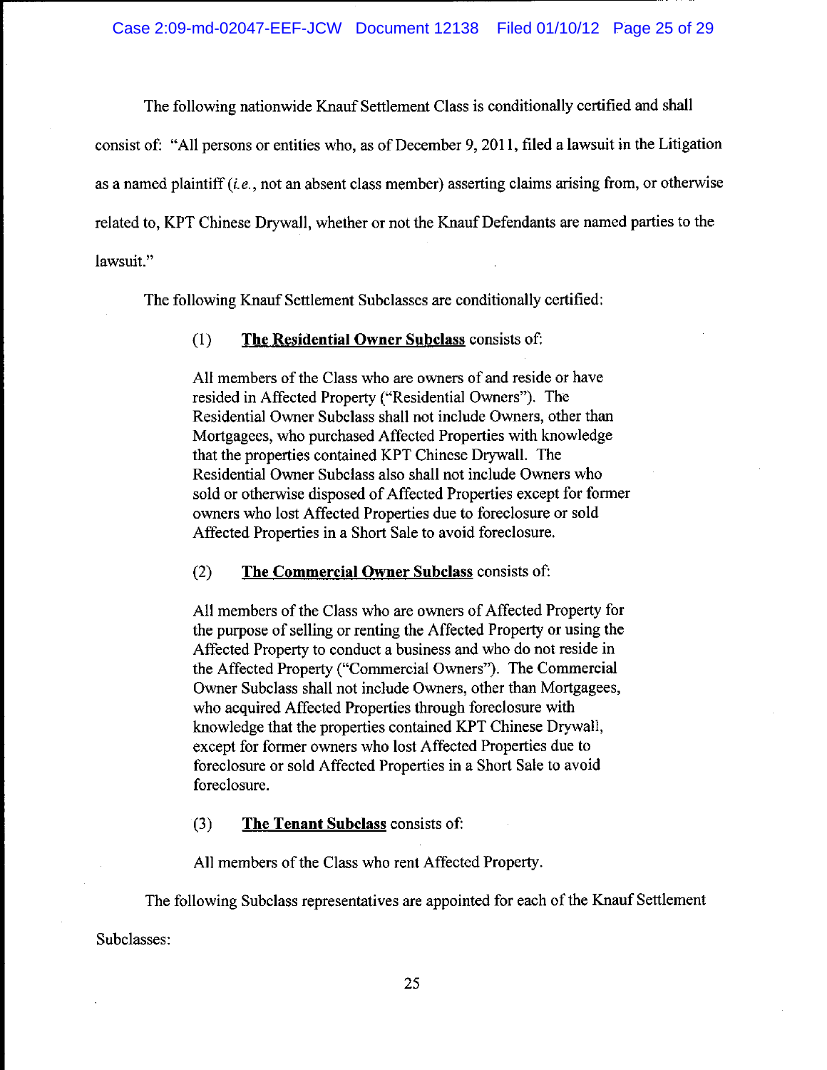The following nationwide Knauf Settlement Class is conditionally certified and shall consist of: "All persons or entities who, as of December 9, 2011, filed a lawsuit in the Litigation as a named plaintiff (*i.e.*, not an absent class member) asserting claims arising from, or otherwise related to, KPT Chinese Drywall, whether or not the Knauf Defendants are named parties to the lawsuit."

The following Knauf Settlement Subclasses are conditionally certified:

(1) **The Residential Owner Subclass** consists of:

All members of the Class who are owners of and reside or have resided in Affected Property ("Residential Owners"). The Residential Owner Subclass shall not include Owners, other than Mortgagees, who purchased Affected Properties with knowledge that the properties contained KPT Chinese Drywall. The Residential Owner Subclass also shall not include Owners who sold or otherwise disposed of Affected Properties except for former owners who lost Affected Properties due to foreclosure or sold Affected Properties in a Short Sale to avoid foreclosure.

(2) **The Commercial Owner Subclass** consists of:

All members of the Class who are owners of Affected Property for the purpose of selling or renting the Affected Property or using the Affected Property to conduct a business and who do not reside in the Affected Property ("Commercial Owners"). The Commercial Owner Subclass shall not include Owners, other than Mortgagees, who acquired Affected Properties through foreclosure with knowledge that the properties contained KPT Chinese Drywall, except for former owners who lost Affected Properties due to foreclosure or sold Affected Properties in a Short Sale to avoid foreclosure.

(3) **The Tenant Subclass** consists of:

All members of the Class who rent Affected Property.

The following Subclass representatives are appointed for each of the Knauf Settlement Subclasses: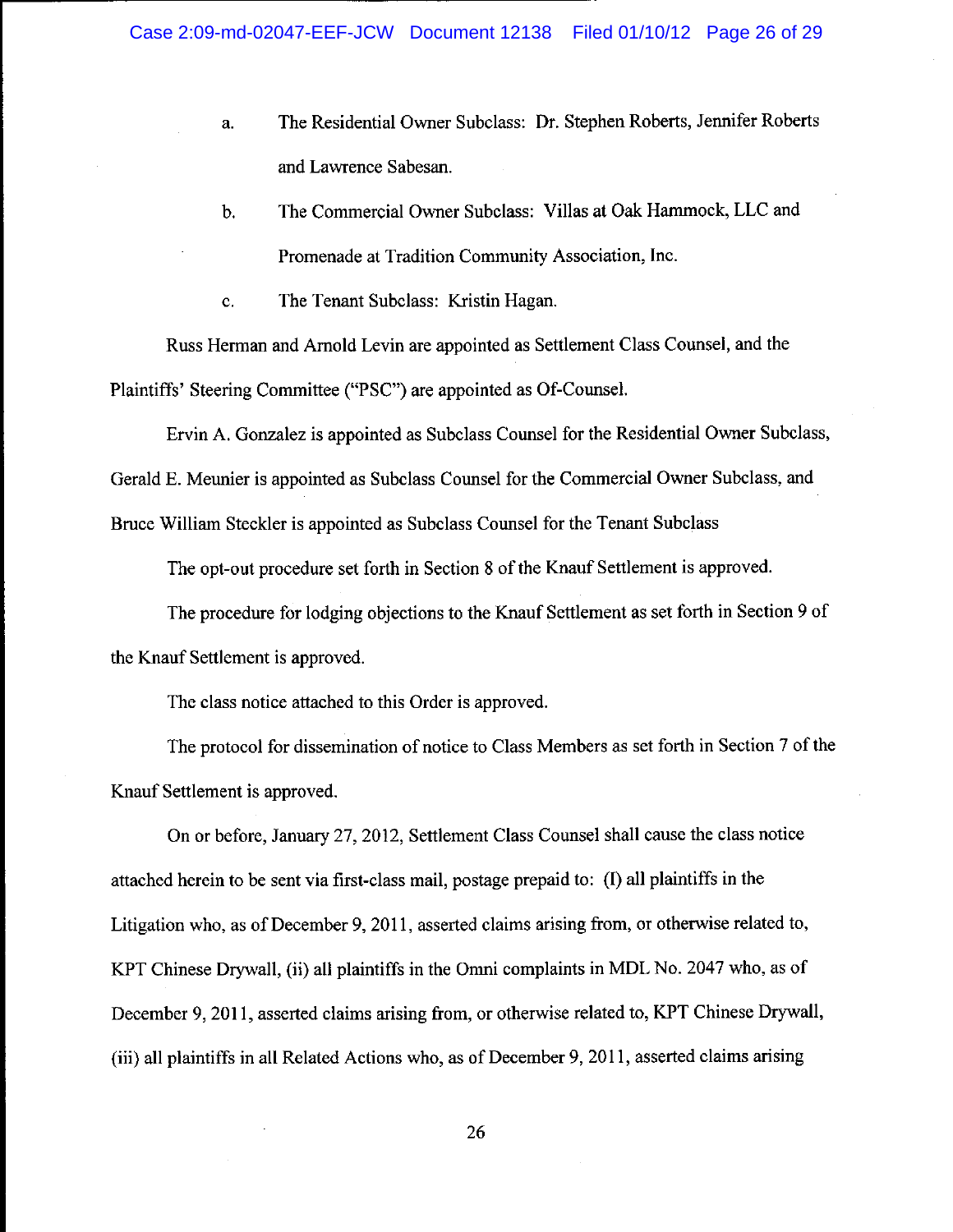a. The Residential Owner Subclass: Dr. Stephen Roberts, Jennifer Roberts and Lawrence Sabesan.

b. The Commercial Owner Subclass: Villas at Oak Hammock, LLC and Promenade at Tradition Community Association, Inc.

c. The Tenant Subclass: Kristin Hagan.

Russ Herman and Arnold Levin are appointed as Settlement Class Counsel, and the Plaintiffs' Steering Committee ("PSC") are appointed as Of-Counsel.

Ervin A. Gonzalez is appointed as Subclass Counsel for the Residential Owner Subclass, Gerald E. Meunier is appointed as Subclass Counsel for the Commercial Owner Subclass, and Bruce William Steckler is appointed as Subclass Counsel for the Tenant Subclass

The opt-out procedure set forth in Section 8 of the Knauf Settlement is approved.

The procedure for lodging objections to the Knauf Settlement as set forth in Section 9 of the Knauf Settlement is approved.

The class notice attached to this Order is approved.

The protocol for dissemination of notice to Class Members as set forth in Section 7 of the Knauf Settlement is approved.

On or before, January 27, 2012, Settlement Class Counsel shall cause the class notice attached herein to be sent via first-class mail, postage prepaid to: (I) all plaintiffs in the Litigation who, as of December 9, 2011, asserted claims arising from, or otherwise related to, KPT Chinese Drywall, (ii) all plaintiffs in the Omni complaints in MDL No. 2047 who, as of December 9, 2011, asserted claims arising from, or otherwise related to, KPT Chinese Drywall, (iii) all plaintiffs in all Related Actions who, as of December 9, 2011, asserted claims arising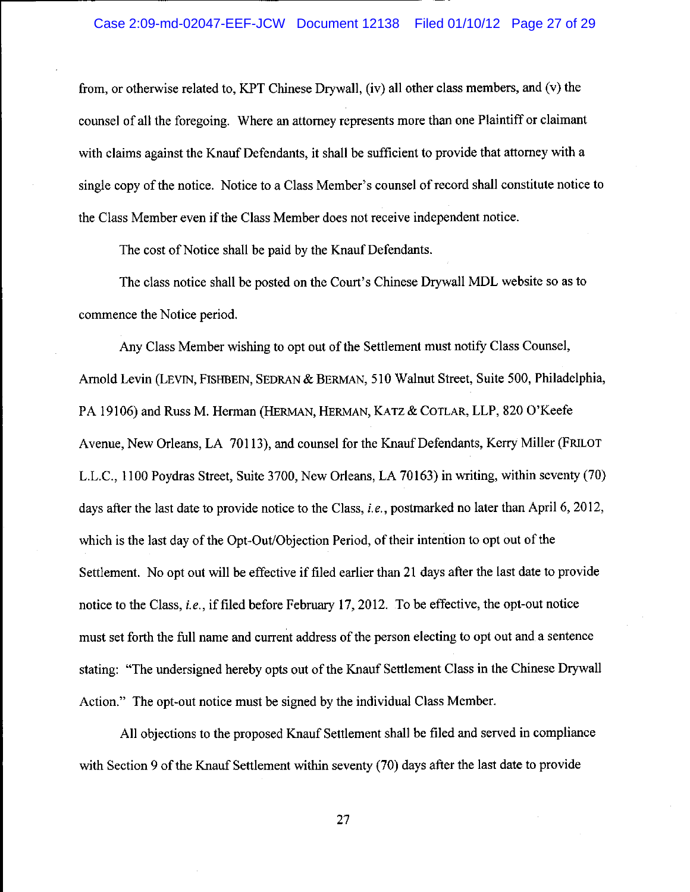from, or otherwise related to, KPT Chinese Drywall, (iv) all other class members, and (v) the counsel of all the foregoing. Where an attorney represents more than one Plaintiff or claimant with claims against the Knauf Defendants, it shall be sufficient to provide that attorney with a single copy of the notice. Notice to a Class Member's counsel of record shall constitute notice to the Class Member even if the Class Member does not receive independent notice.

The cost of Notice shall be paid by the Knauf Defendants.

The class notice shall be posted on the Court's Chinese Drywall MDL website so as to commence the Notice period.

Any Class Member wishing to opt out of the Settlement must notify Class Counsel, Arnold Levin (LEVIN, FISHBEIN, SEDRAN & BERMAN, 510 Walnut Street, Suite 500, Philadelphia, PA 19106) and Russ M. Herman (HERMAN, HERMAN, KATZ & COTLAR, LLP, 820 O'Keefe Avenue, New Orleans, LA 70113), and counsel for the Knauf Defendants, Kerry Miller (FRILOT L.L.C., 1100 Poydras Street, Suite 3700, New Orleans, LA 70163) in writing, within seventy (70) days after the last date to provide notice to the Class, *i.e.*, postmarked no later than April 6, 2012, which is the last day of the Opt-Out/Objection Period, of their intention to opt out of the Settlement. No opt out will be effective if filed earlier than 21 days after the last date to provide notice to the Class, *i.e.*, if filed before February 17, 2012. To be effective, the opt-out notice must set forth the full name and current address of the person electing to opt out and a sentence stating: "The undersigned hereby opts out of the Knauf Settlement Class in the Chinese Drywall Action." The opt-out notice must be signed by the individual Class Member.

All objections to the proposed Knauf Settlement shall be filed and served in compliance with Section 9 of the Knauf Settlement within seventy (70) days after the last date to provide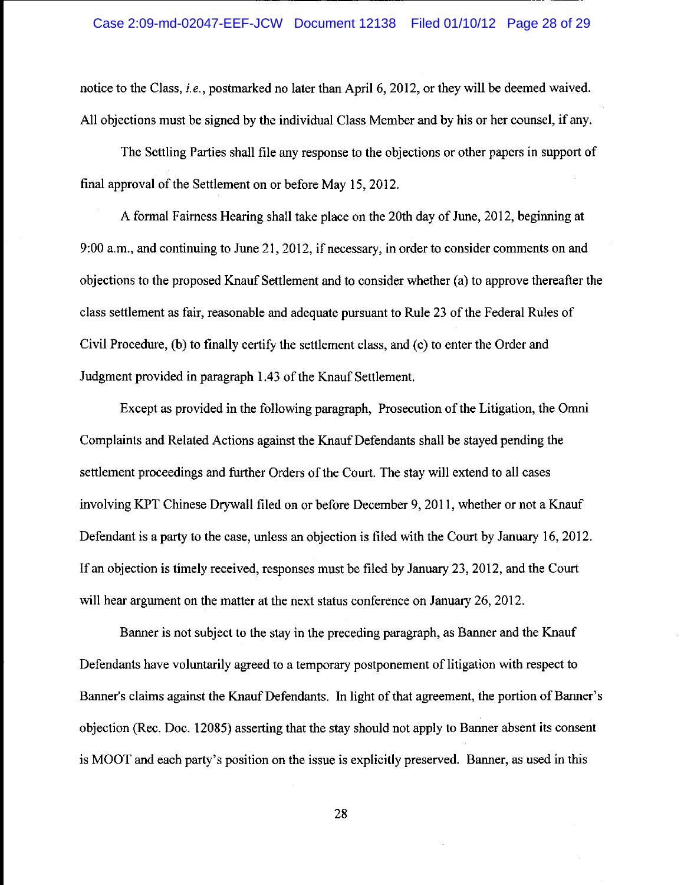notice to the Class, *i.e.*, postmarked no later than April 6, 2012, or they will be deemed waived. All objections must be signed by the individual Class Member and by his or her counsel, if any.

The Settling Parties shall file any response to the objections or other papers in support of final approval of the Settlement on or before May 15, 2012.

A formal Fairness Hearing shall take place on the 20th day of June, 2012, beginning at 9:00 a.m., and continuing to June 21, 2012, if necessary, in order to consider comments on and objections to the proposed Knauf Settlement and to consider whether (a) to approve thereafter the class settlement as fair, reasonable and adequate pursuant to Rule 23 of the Federal Rules of Civil Procedure, (b) to finally certify the settlement class, and (c) to enter the Order and Judgment provided in paragraph 1.43 of the Knauf Settlement.

Except as provided in the following paragraph, Prosecution of the Litigation, the Omni Complaints and Related Actions against the Knauf Defendants shall be stayed pending the settlement proceedings and further Orders of the Court. The stay will extend to all cases involving KPT Chinese Drywall filed on or before December 9, 2011, whether or not a Knauf Defendant is a party to the case, unless an objection is filed with the Court by January 16, 2012. If an objection is timely received, responses must be filed by January 23, 2012, and the Court will hear argument on the matter at the next status conference on January 26, 2012.

Banner is not subject to the stay in the preceding paragraph, as Banner and the Knauf Defendants have voluntarily agreed to a temporary postponement of litigation with respect to Banner's claims against the Knauf Defendants. In light of that agreement, the portion of Banner's objection (Rec. Doc. 12085) asserting that the stay should not apply to Banner absent its consent is MOOT and each party's position on the issue is explicitly preserved. Banner, as used in this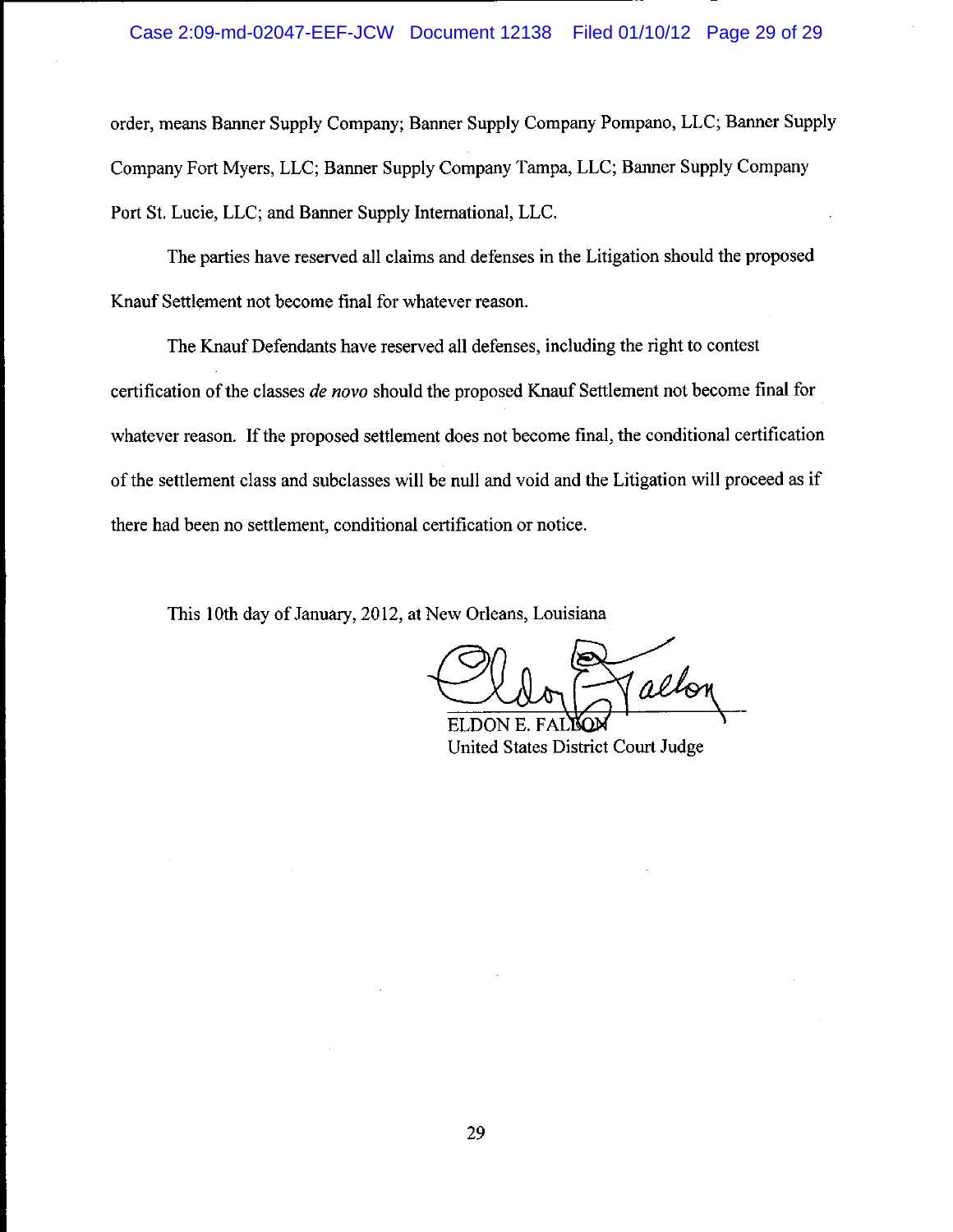order, means Banner Supply Company; Banner Supply Company Pompano, LLC; Banner Supply Company Fort Myers, LLC; Banner Supply Company Tampa, LLC; Banner Supply Company Port St. Lucie, LLC; and Banner Supply International, LLC.

The parties have reserved all claims and defenses in the Litigation should the proposed Knauf Settlement not become final for whatever reason.

The Knauf Defendants have reserved all defenses, including the right to contest certification of the classes *de novo* should the proposed Knauf Settlement not become final for whatever reason. If the proposed settlement does not become final, the conditional certification of the settlement class and subclasses will be null and void and the Litigation will proceed as if there had been no settlement, conditional certification or notice.

This 10th day of January, 2012, at New Orleans, Louisiana

ELDON E. FALLON
United States District Court Judge